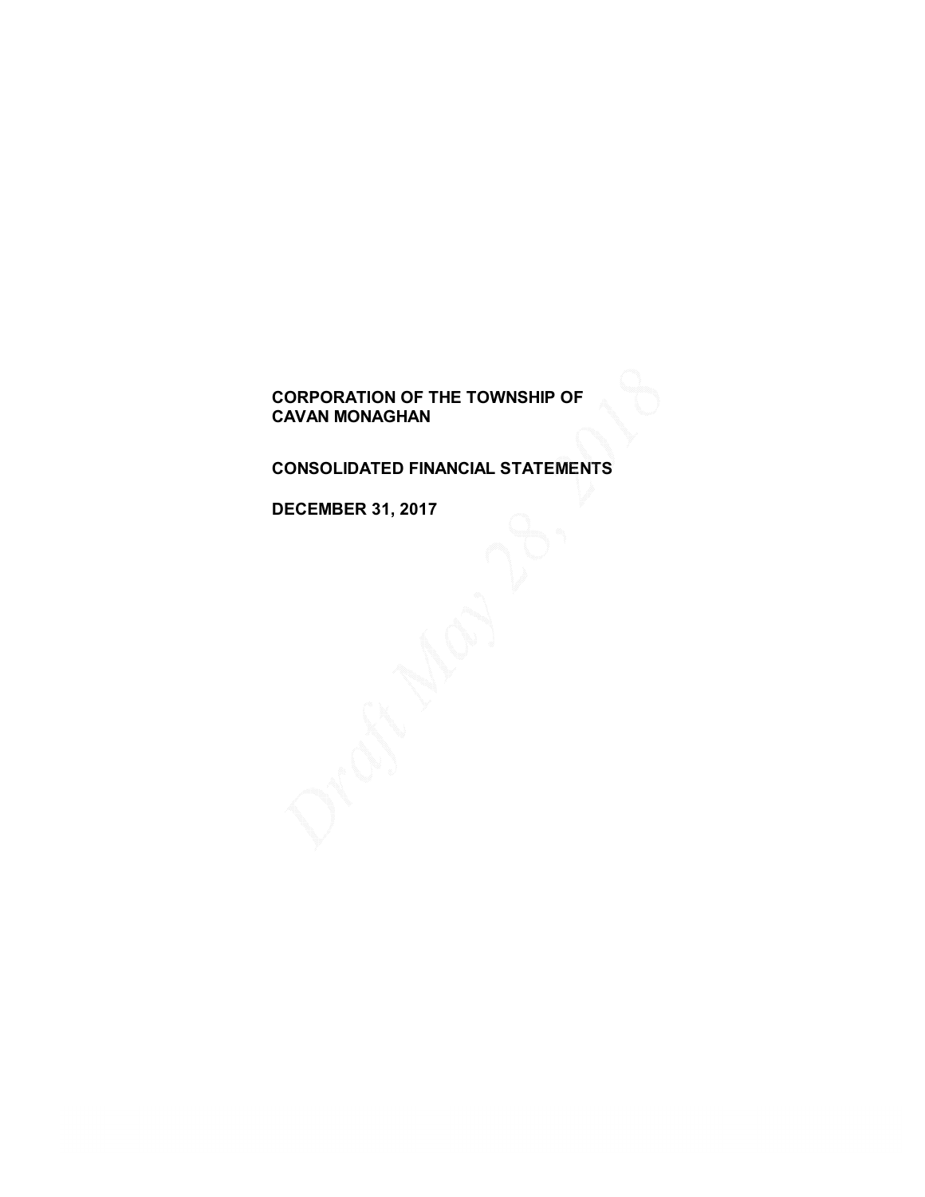# CORPORATION OF THE TOWNSHIP OF CAVAN MONAGHAN

## CONSOLIDATED FINANCIAL STATEMENTS

## DECEMBER 31, 2017

Draft May 28, 2018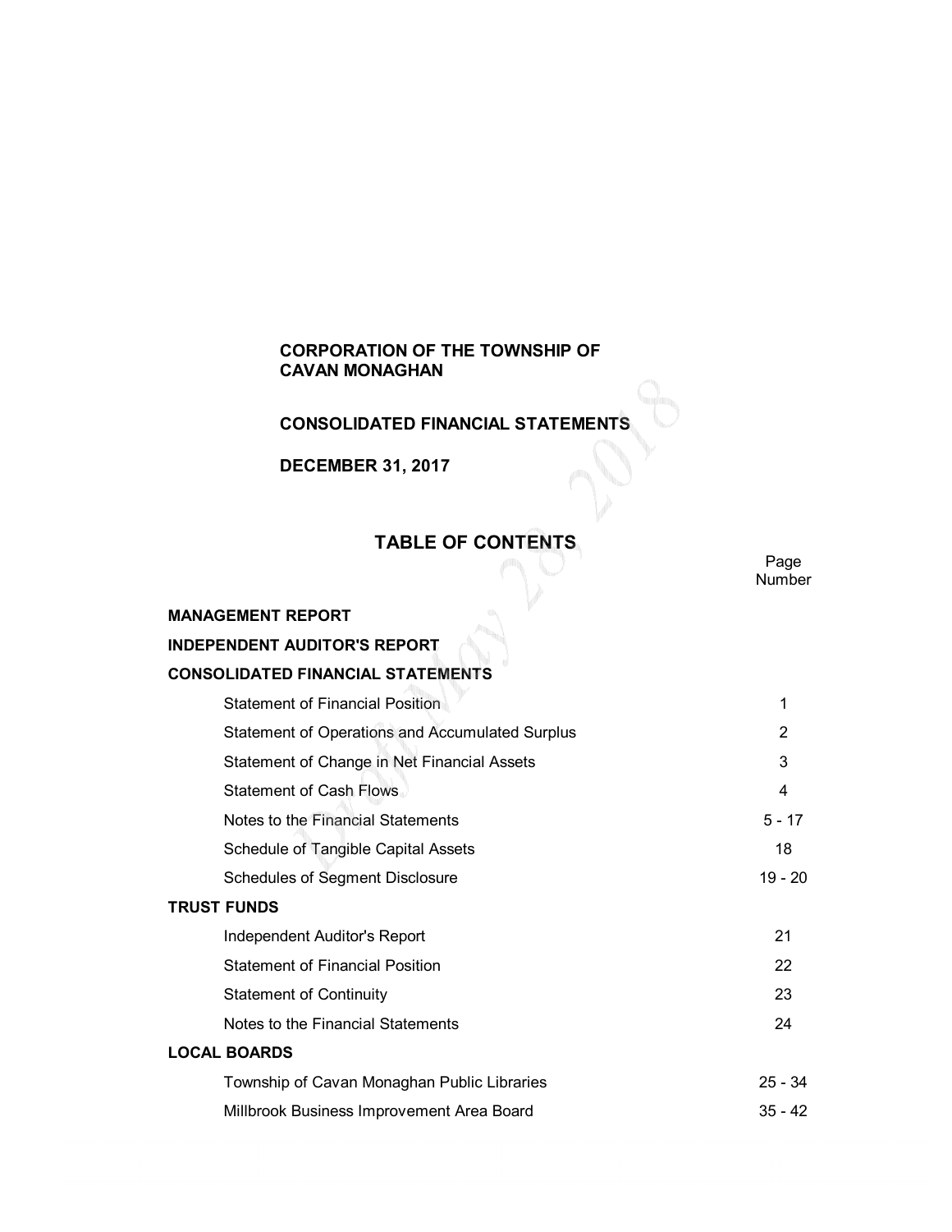# CORPORATION OF THE TOWNSHIP OF CAVAN MONAGHAN

## CONSOLIDATED FINANCIAL STATEMENTS

## DECEMBER 31, 2017

## TABLE OF CONTENTS

| | Page Number |
|---|---|
| **MANAGEMENT REPORT** | |
| **INDEPENDENT AUDITOR'S REPORT** | |
| **CONSOLIDATED FINANCIAL STATEMENTS** | |
| Statement of Financial Position | 1 |
| Statement of Operations and Accumulated Surplus | 2 |
| Statement of Change in Net Financial Assets | 3 |
| Statement of Cash Flows | 4 |
| Notes to the Financial Statements | 5 - 17 |
| Schedule of Tangible Capital Assets | 18 |
| Schedules of Segment Disclosure | 19 - 20 |
| **TRUST FUNDS** | |
| Independent Auditor's Report | 21 |
| Statement of Financial Position | 22 |
| Statement of Continuity | 23 |
| Notes to the Financial Statements | 24 |
| **LOCAL BOARDS** | |
| Township of Cavan Monaghan Public Libraries | 25 - 34 |
| Millbrook Business Improvement Area Board | 35 - 42 |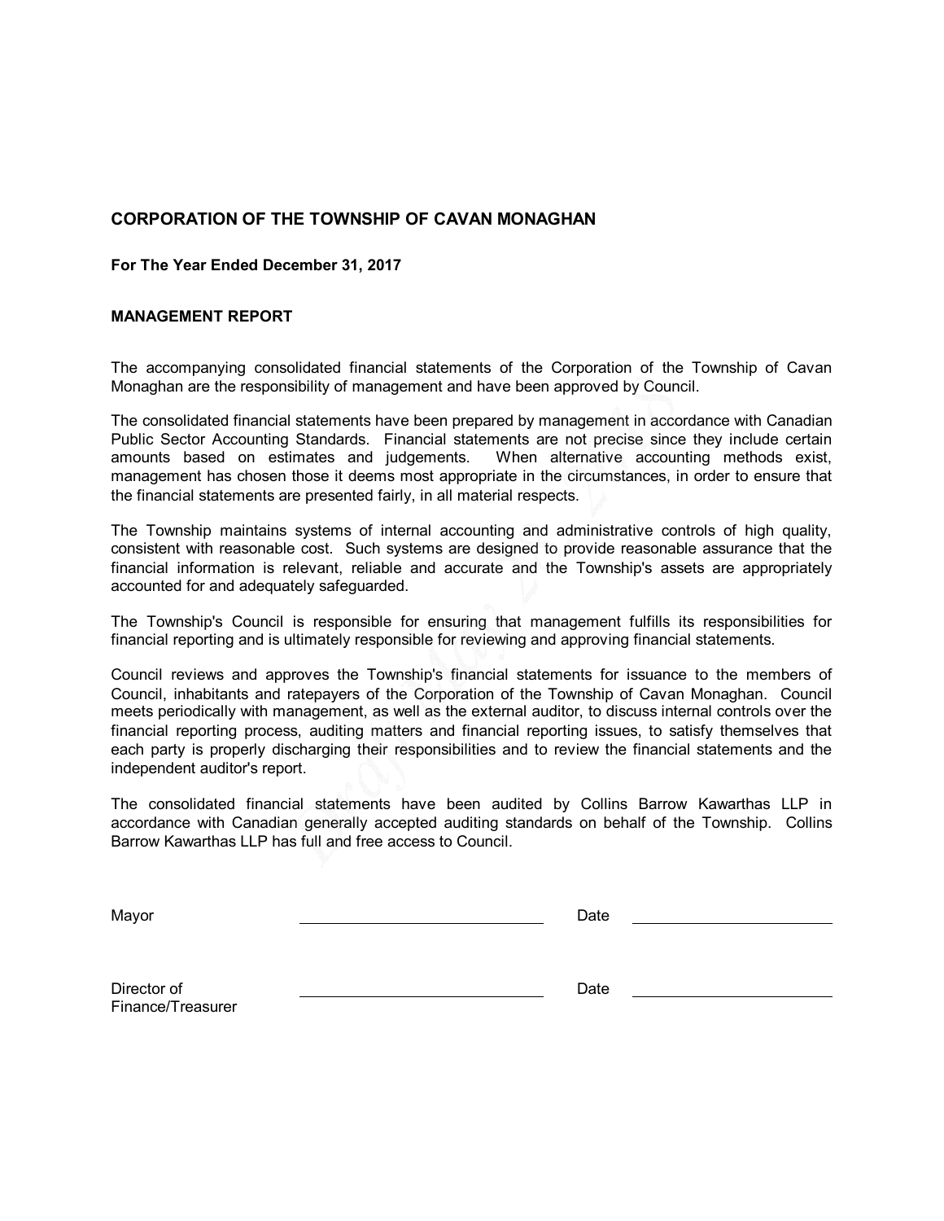**CORPORATION OF THE TOWNSHIP OF CAVAN MONAGHAN**

**For The Year Ended December 31, 2017**

**MANAGEMENT REPORT**

The accompanying consolidated financial statements of the Corporation of the Township of Cavan Monaghan are the responsibility of management and have been approved by Council.

The consolidated financial statements have been prepared by management in accordance with Canadian Public Sector Accounting Standards. Financial statements are not precise since they include certain amounts based on estimates and judgements. When alternative accounting methods exist, management has chosen those it deems most appropriate in the circumstances, in order to ensure that the financial statements are presented fairly, in all material respects.

The Township maintains systems of internal accounting and administrative controls of high quality, consistent with reasonable cost. Such systems are designed to provide reasonable assurance that the financial information is relevant, reliable and accurate and the Township's assets are appropriately accounted for and adequately safeguarded.

The Township's Council is responsible for ensuring that management fulfills its responsibilities for financial reporting and is ultimately responsible for reviewing and approving financial statements.

Council reviews and approves the Township's financial statements for issuance to the members of Council, inhabitants and ratepayers of the Corporation of the Township of Cavan Monaghan. Council meets periodically with management, as well as the external auditor, to discuss internal controls over the financial reporting process, auditing matters and financial reporting issues, to satisfy themselves that each party is properly discharging their responsibilities and to review the financial statements and the independent auditor's report.

The consolidated financial statements have been audited by Collins Barrow Kawarthas LLP in accordance with Canadian generally accepted auditing standards on behalf of the Township. Collins Barrow Kawarthas LLP has full and free access to Council.

Mayor ______________________________ Date ______________________

Director of Finance/Treasurer ______________________________ Date ______________________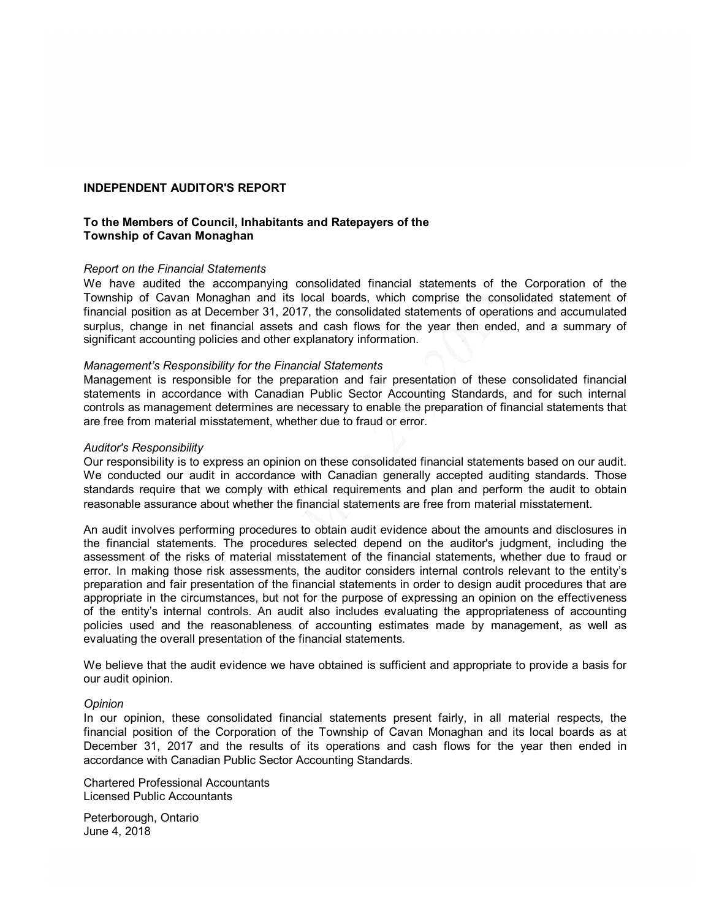**INDEPENDENT AUDITOR'S REPORT**

**To the Members of Council, Inhabitants and Ratepayers of the Township of Cavan Monaghan**

*Report on the Financial Statements*

We have audited the accompanying consolidated financial statements of the Corporation of the Township of Cavan Monaghan and its local boards, which comprise the consolidated statement of financial position as at December 31, 2017, the consolidated statements of operations and accumulated surplus, change in net financial assets and cash flows for the year then ended, and a summary of significant accounting policies and other explanatory information.

*Management's Responsibility for the Financial Statements*

Management is responsible for the preparation and fair presentation of these consolidated financial statements in accordance with Canadian Public Sector Accounting Standards, and for such internal controls as management determines are necessary to enable the preparation of financial statements that are free from material misstatement, whether due to fraud or error.

*Auditor's Responsibility*

Our responsibility is to express an opinion on these consolidated financial statements based on our audit. We conducted our audit in accordance with Canadian generally accepted auditing standards. Those standards require that we comply with ethical requirements and plan and perform the audit to obtain reasonable assurance about whether the financial statements are free from material misstatement.

An audit involves performing procedures to obtain audit evidence about the amounts and disclosures in the financial statements. The procedures selected depend on the auditor's judgment, including the assessment of the risks of material misstatement of the financial statements, whether due to fraud or error. In making those risk assessments, the auditor considers internal controls relevant to the entity's preparation and fair presentation of the financial statements in order to design audit procedures that are appropriate in the circumstances, but not for the purpose of expressing an opinion on the effectiveness of the entity's internal controls. An audit also includes evaluating the appropriateness of accounting policies used and the reasonableness of accounting estimates made by management, as well as evaluating the overall presentation of the financial statements.

We believe that the audit evidence we have obtained is sufficient and appropriate to provide a basis for our audit opinion.

*Opinion*

In our opinion, these consolidated financial statements present fairly, in all material respects, the financial position of the Corporation of the Township of Cavan Monaghan and its local boards as at December 31, 2017 and the results of its operations and cash flows for the year then ended in accordance with Canadian Public Sector Accounting Standards.

Chartered Professional Accountants
Licensed Public Accountants

Peterborough, Ontario
June 4, 2018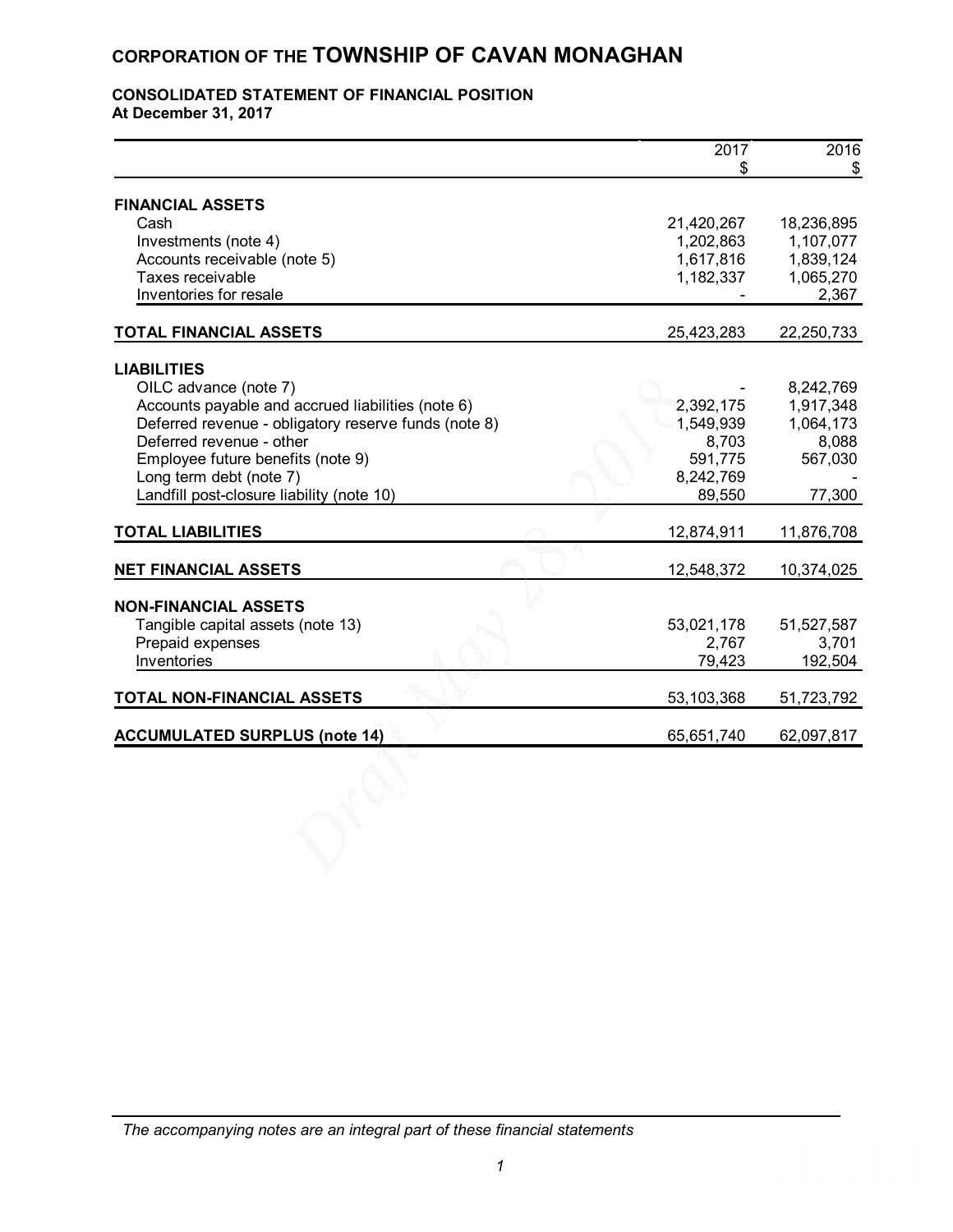# CORPORATION OF THE TOWNSHIP OF CAVAN MONAGHAN

## CONSOLIDATED STATEMENT OF FINANCIAL POSITION
**At December 31, 2017**

| | 2017<br>$ | 2016<br>$ |
|---|---|---|
| **FINANCIAL ASSETS** | | |
| Cash | 21,420,267 | 18,236,895 |
| Investments (note 4) | 1,202,863 | 1,107,077 |
| Accounts receivable (note 5) | 1,617,816 | 1,839,124 |
| Taxes receivable | 1,182,337 | 1,065,270 |
| Inventories for resale | - | 2,367 |
| **TOTAL FINANCIAL ASSETS** | 25,423,283 | 22,250,733 |
| **LIABILITIES** | | |
| OILC advance (note 7) | - | 8,242,769 |
| Accounts payable and accrued liabilities (note 6) | 2,392,175 | 1,917,348 |
| Deferred revenue - obligatory reserve funds (note 8) | 1,549,939 | 1,064,173 |
| Deferred revenue - other | 8,703 | 8,088 |
| Employee future benefits (note 9) | 591,775 | 567,030 |
| Long term debt (note 7) | 8,242,769 | - |
| Landfill post-closure liability (note 10) | 89,550 | 77,300 |
| **TOTAL LIABILITIES** | 12,874,911 | 11,876,708 |
| **NET FINANCIAL ASSETS** | 12,548,372 | 10,374,025 |
| **NON-FINANCIAL ASSETS** | | |
| Tangible capital assets (note 13) | 53,021,178 | 51,527,587 |
| Prepaid expenses | 2,767 | 3,701 |
| Inventories | 79,423 | 192,504 |
| **TOTAL NON-FINANCIAL ASSETS** | 53,103,368 | 51,723,792 |
| **ACCUMULATED SURPLUS (note 14)** | 65,651,740 | 62,097,817 |

*The accompanying notes are an integral part of these financial statements*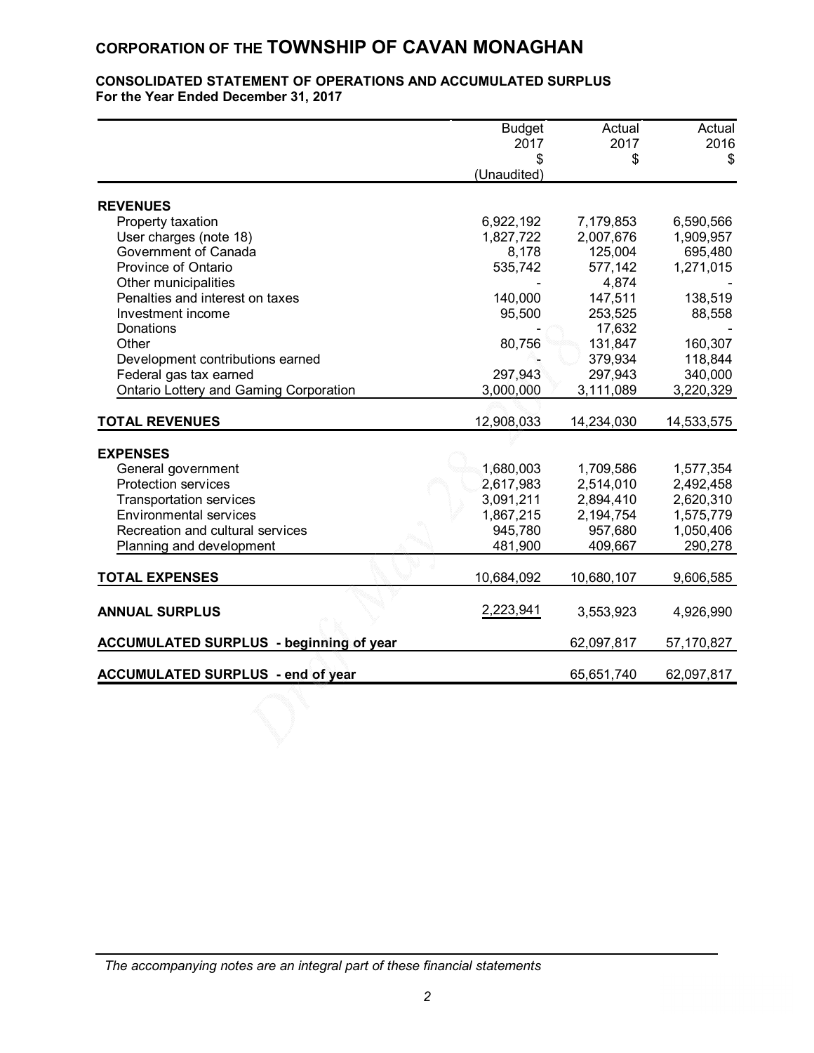# CORPORATION OF THE TOWNSHIP OF CAVAN MONAGHAN

## CONSOLIDATED STATEMENT OF OPERATIONS AND ACCUMULATED SURPLUS
**For the Year Ended December 31, 2017**

| | Budget 2017 $ (Unaudited) | Actual 2017 $ | Actual 2016 $ |
|---|---|---|---|
| **REVENUES** | | | |
| Property taxation | 6,922,192 | 7,179,853 | 6,590,566 |
| User charges (note 18) | 1,827,722 | 2,007,676 | 1,909,957 |
| Government of Canada | 8,178 | 125,004 | 695,480 |
| Province of Ontario | 535,742 | 577,142 | 1,271,015 |
| Other municipalities | - | 4,874 | - |
| Penalties and interest on taxes | 140,000 | 147,511 | 138,519 |
| Investment income | 95,500 | 253,525 | 88,558 |
| Donations | - | 17,632 | - |
| Other | 80,756 | 131,847 | 160,307 |
| Development contributions earned | - | 379,934 | 118,844 |
| Federal gas tax earned | 297,943 | 297,943 | 340,000 |
| Ontario Lottery and Gaming Corporation | 3,000,000 | 3,111,089 | 3,220,329 |
| **TOTAL REVENUES** | 12,908,033 | 14,234,030 | 14,533,575 |
| **EXPENSES** | | | |
| General government | 1,680,003 | 1,709,586 | 1,577,354 |
| Protection services | 2,617,983 | 2,514,010 | 2,492,458 |
| Transportation services | 3,091,211 | 2,894,410 | 2,620,310 |
| Environmental services | 1,867,215 | 2,194,754 | 1,575,779 |
| Recreation and cultural services | 945,780 | 957,680 | 1,050,406 |
| Planning and development | 481,900 | 409,667 | 290,278 |
| **TOTAL EXPENSES** | 10,684,092 | 10,680,107 | 9,606,585 |
| **ANNUAL SURPLUS** | 2,223,941 | 3,553,923 | 4,926,990 |
| **ACCUMULATED SURPLUS - beginning of year** | | 62,097,817 | 57,170,827 |
| **ACCUMULATED SURPLUS - end of year** | | 65,651,740 | 62,097,817 |

*The accompanying notes are an integral part of these financial statements*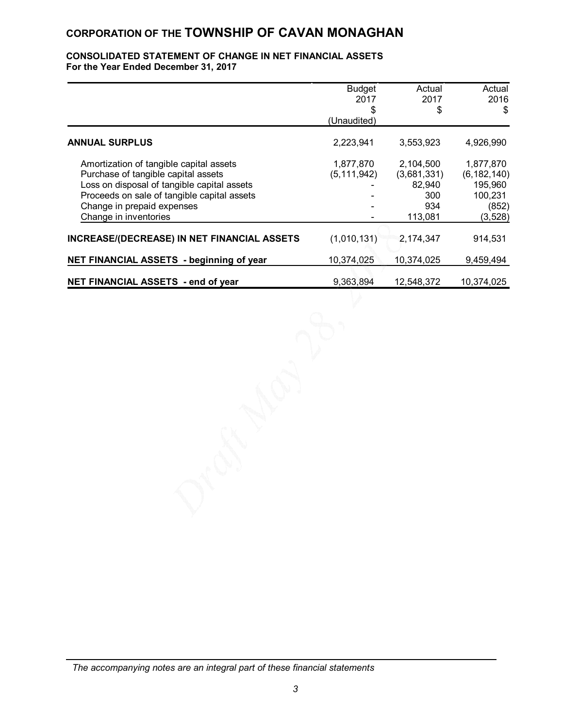# CORPORATION OF THE TOWNSHIP OF CAVAN MONAGHAN

## CONSOLIDATED STATEMENT OF CHANGE IN NET FINANCIAL ASSETS
**For the Year Ended December 31, 2017**

| | Budget 2017 $ (Unaudited) | Actual 2017 $ | Actual 2016 $ |
|---|---|---|---|
| **ANNUAL SURPLUS** | 2,223,941 | 3,553,923 | 4,926,990 |
| Amortization of tangible capital assets | 1,877,870 | 2,104,500 | 1,877,870 |
| Purchase of tangible capital assets | (5,111,942) | (3,681,331) | (6,182,140) |
| Loss on disposal of tangible capital assets | - | 82,940 | 195,960 |
| Proceeds on sale of tangible capital assets | - | 300 | 100,231 |
| Change in prepaid expenses | - | 934 | (852) |
| Change in inventories | - | 113,081 | (3,528) |
| **INCREASE/(DECREASE) IN NET FINANCIAL ASSETS** | (1,010,131) | 2,174,347 | 914,531 |
| **NET FINANCIAL ASSETS - beginning of year** | 10,374,025 | 10,374,025 | 9,459,494 |
| **NET FINANCIAL ASSETS - end of year** | 9,363,894 | 12,548,372 | 10,374,025 |

*The accompanying notes are an integral part of these financial statements*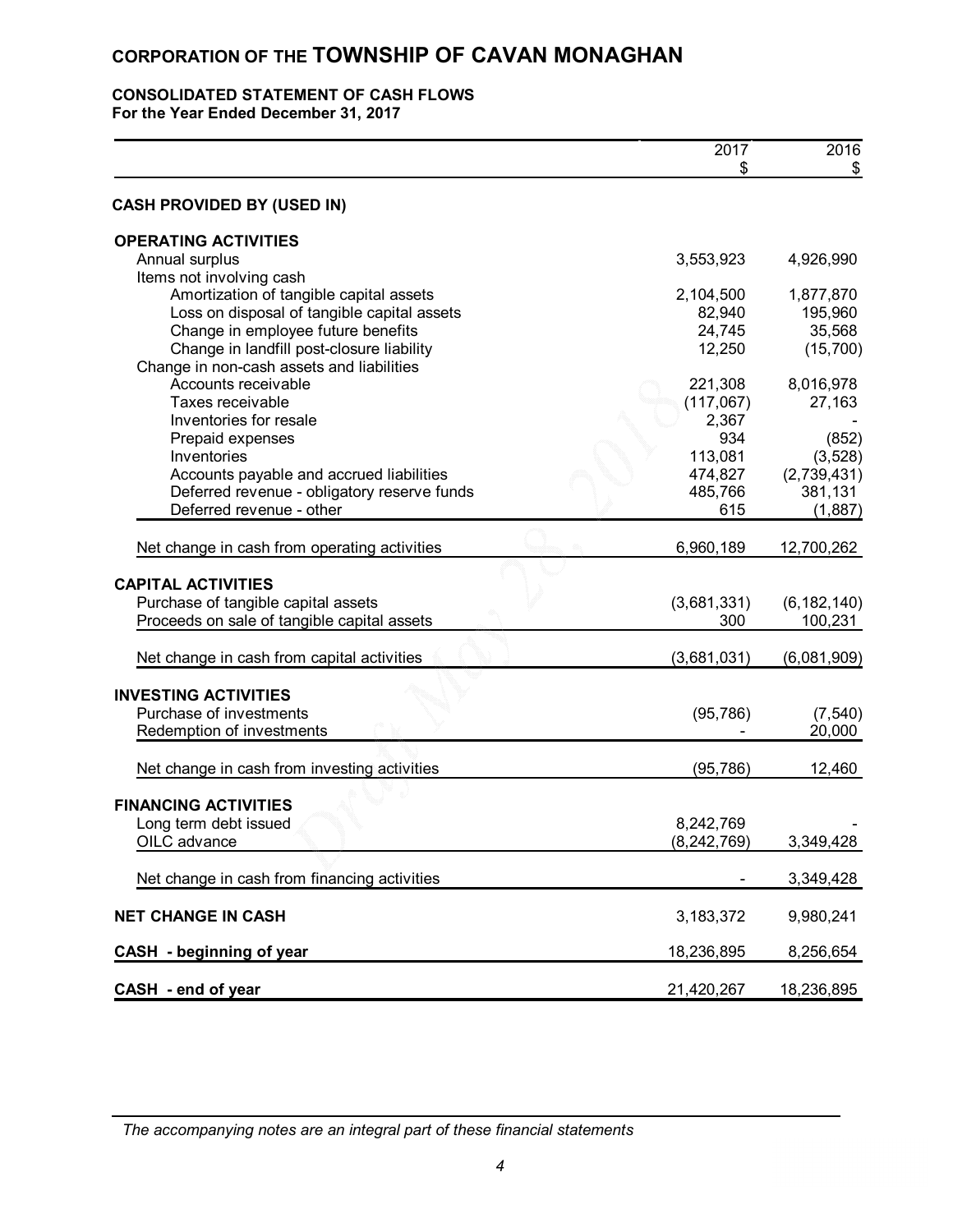# CORPORATION OF THE TOWNSHIP OF CAVAN MONAGHAN

## CONSOLIDATED STATEMENT OF CASH FLOWS

**For the Year Ended December 31, 2017**

| | 2017<br>$ | 2016<br>$ |
|---|---|---|
| **CASH PROVIDED BY (USED IN)** | | |
| **OPERATING ACTIVITIES** | | |
| Annual surplus | 3,553,923 | 4,926,990 |
| Items not involving cash | | |
| Amortization of tangible capital assets | 2,104,500 | 1,877,870 |
| Loss on disposal of tangible capital assets | 82,940 | 195,960 |
| Change in employee future benefits | 24,745 | 35,568 |
| Change in landfill post-closure liability | 12,250 | (15,700) |
| Change in non-cash assets and liabilities | | |
| Accounts receivable | 221,308 | 8,016,978 |
| Taxes receivable | (117,067) | 27,163 |
| Inventories for resale | 2,367 | - |
| Prepaid expenses | 934 | (852) |
| Inventories | 113,081 | (3,528) |
| Accounts payable and accrued liabilities | 474,827 | (2,739,431) |
| Deferred revenue - obligatory reserve funds | 485,766 | 381,131 |
| Deferred revenue - other | 615 | (1,887) |
| Net change in cash from operating activities | 6,960,189 | 12,700,262 |
| **CAPITAL ACTIVITIES** | | |
| Purchase of tangible capital assets | (3,681,331) | (6,182,140) |
| Proceeds on sale of tangible capital assets | 300 | 100,231 |
| Net change in cash from capital activities | (3,681,031) | (6,081,909) |
| **INVESTING ACTIVITIES** | | |
| Purchase of investments | (95,786) | (7,540) |
| Redemption of investments | - | 20,000 |
| Net change in cash from investing activities | (95,786) | 12,460 |
| **FINANCING ACTIVITIES** | | |
| Long term debt issued | 8,242,769 | - |
| OILC advance | (8,242,769) | 3,349,428 |
| Net change in cash from financing activities | - | 3,349,428 |
| **NET CHANGE IN CASH** | 3,183,372 | 9,980,241 |
| **CASH - beginning of year** | 18,236,895 | 8,256,654 |
| **CASH - end of year** | 21,420,267 | 18,236,895 |

*The accompanying notes are an integral part of these financial statements*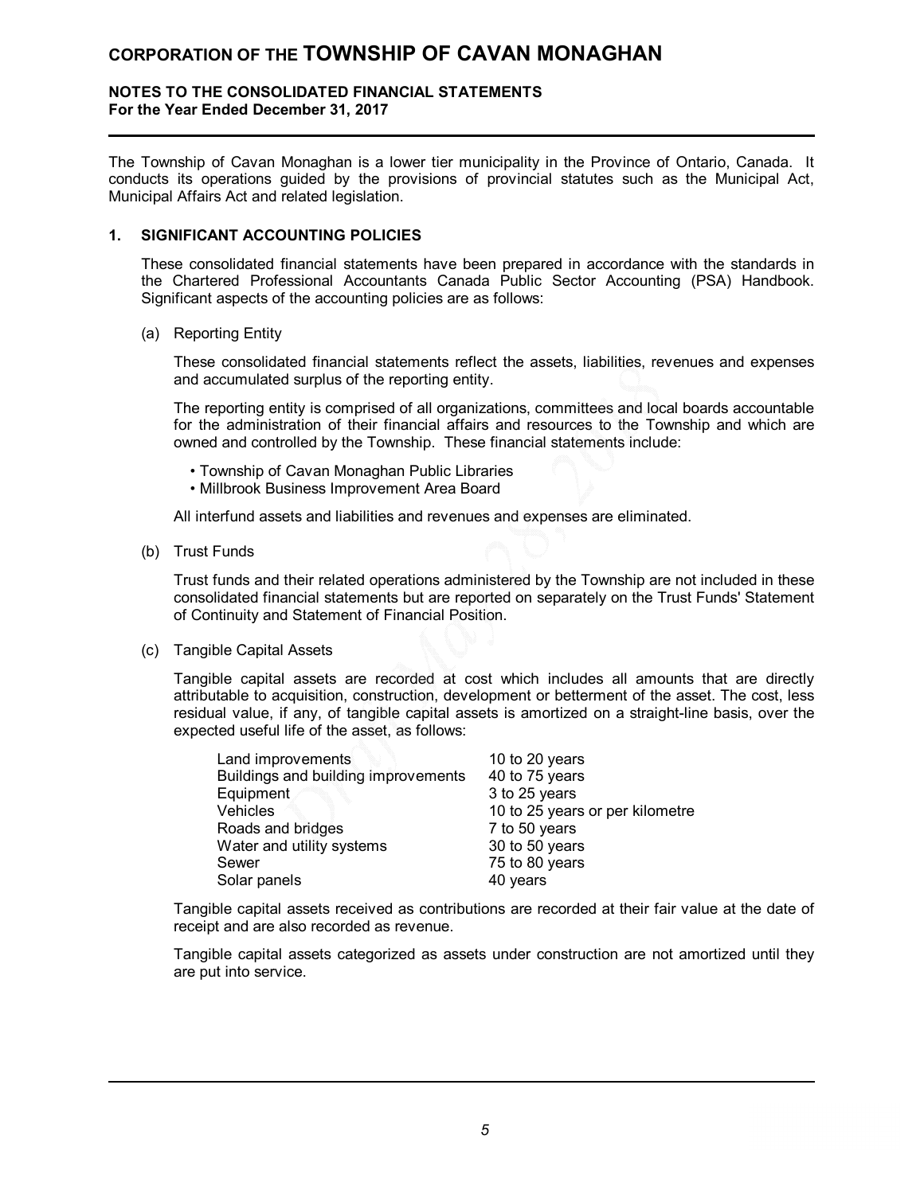The Township of Cavan Monaghan is a lower tier municipality in the Province of Ontario, Canada. It conducts its operations guided by the provisions of provincial statutes such as the Municipal Act, Municipal Affairs Act and related legislation.

## 1. SIGNIFICANT ACCOUNTING POLICIES

These consolidated financial statements have been prepared in accordance with the standards in the Chartered Professional Accountants Canada Public Sector Accounting (PSA) Handbook. Significant aspects of the accounting policies are as follows:

(a) Reporting Entity

These consolidated financial statements reflect the assets, liabilities, revenues and expenses and accumulated surplus of the reporting entity.

The reporting entity is comprised of all organizations, committees and local boards accountable for the administration of their financial affairs and resources to the Township and which are owned and controlled by the Township. These financial statements include:

- Township of Cavan Monaghan Public Libraries
- Millbrook Business Improvement Area Board

All interfund assets and liabilities and revenues and expenses are eliminated.

(b) Trust Funds

Trust funds and their related operations administered by the Township are not included in these consolidated financial statements but are reported on separately on the Trust Funds' Statement of Continuity and Statement of Financial Position.

(c) Tangible Capital Assets

Tangible capital assets are recorded at cost which includes all amounts that are directly attributable to acquisition, construction, development or betterment of the asset. The cost, less residual value, if any, of tangible capital assets is amortized on a straight-line basis, over the expected useful life of the asset, as follows:

| | |
|---|---|
| Land improvements | 10 to 20 years |
| Buildings and building improvements | 40 to 75 years |
| Equipment | 3 to 25 years |
| Vehicles | 10 to 25 years or per kilometre |
| Roads and bridges | 7 to 50 years |
| Water and utility systems | 30 to 50 years |
| Sewer | 75 to 80 years |
| Solar panels | 40 years |

Tangible capital assets received as contributions are recorded at their fair value at the date of receipt and are also recorded as revenue.

Tangible capital assets categorized as assets under construction are not amortized until they are put into service.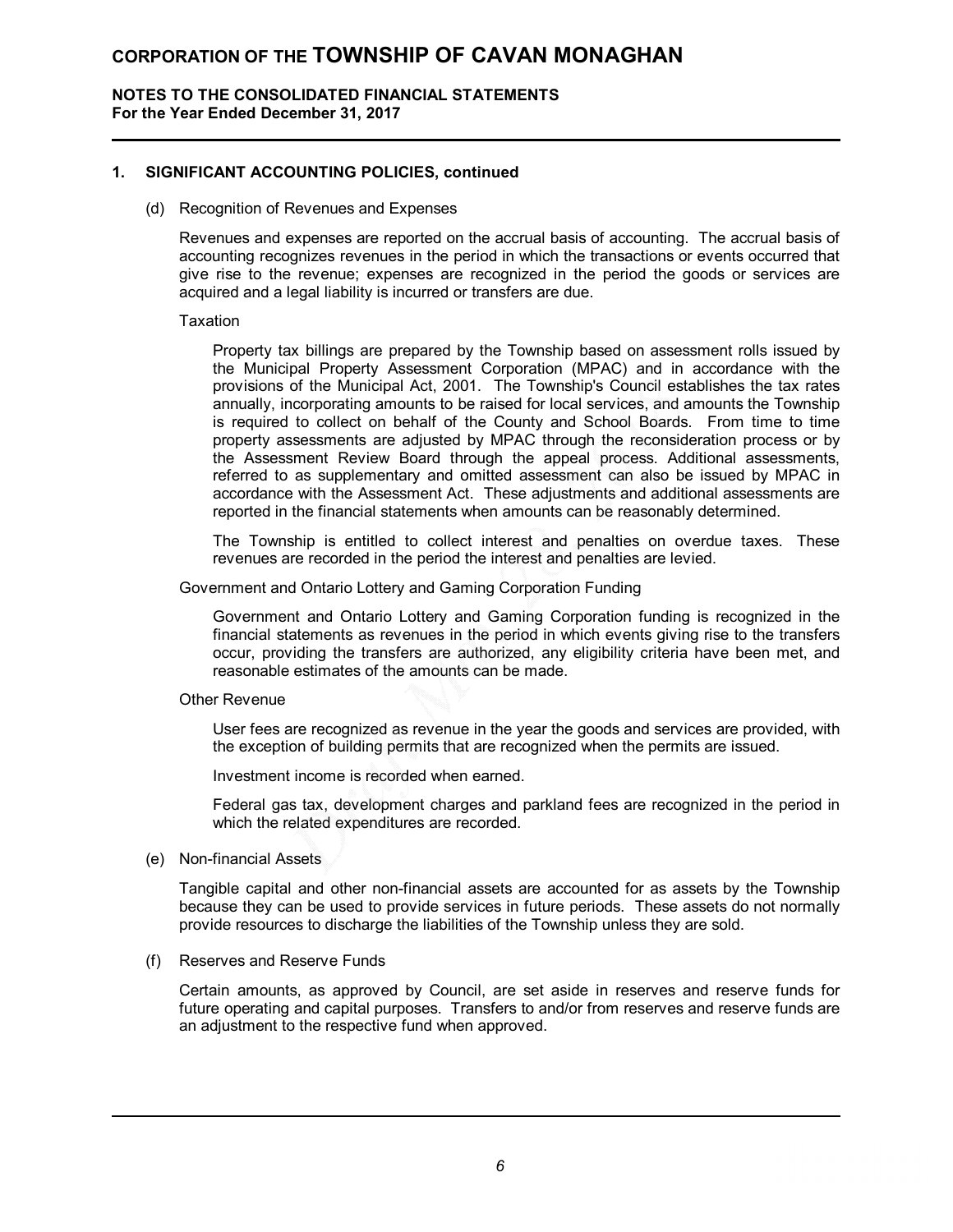# CORPORATION OF THE TOWNSHIP OF CAVAN MONAGHAN

**NOTES TO THE CONSOLIDATED FINANCIAL STATEMENTS**
**For the Year Ended December 31, 2017**

## 1. SIGNIFICANT ACCOUNTING POLICIES, continued

(d) Recognition of Revenues and Expenses

Revenues and expenses are reported on the accrual basis of accounting. The accrual basis of accounting recognizes revenues in the period in which the transactions or events occurred that give rise to the revenue; expenses are recognized in the period the goods or services are acquired and a legal liability is incurred or transfers are due.

Taxation

Property tax billings are prepared by the Township based on assessment rolls issued by the Municipal Property Assessment Corporation (MPAC) and in accordance with the provisions of the Municipal Act, 2001. The Township's Council establishes the tax rates annually, incorporating amounts to be raised for local services, and amounts the Township is required to collect on behalf of the County and School Boards. From time to time property assessments are adjusted by MPAC through the reconsideration process or by the Assessment Review Board through the appeal process. Additional assessments, referred to as supplementary and omitted assessment can also be issued by MPAC in accordance with the Assessment Act. These adjustments and additional assessments are reported in the financial statements when amounts can be reasonably determined.

The Township is entitled to collect interest and penalties on overdue taxes. These revenues are recorded in the period the interest and penalties are levied.

Government and Ontario Lottery and Gaming Corporation Funding

Government and Ontario Lottery and Gaming Corporation funding is recognized in the financial statements as revenues in the period in which events giving rise to the transfers occur, providing the transfers are authorized, any eligibility criteria have been met, and reasonable estimates of the amounts can be made.

Other Revenue

User fees are recognized as revenue in the year the goods and services are provided, with the exception of building permits that are recognized when the permits are issued.

Investment income is recorded when earned.

Federal gas tax, development charges and parkland fees are recognized in the period in which the related expenditures are recorded.

(e) Non-financial Assets

Tangible capital and other non-financial assets are accounted for as assets by the Township because they can be used to provide services in future periods. These assets do not normally provide resources to discharge the liabilities of the Township unless they are sold.

(f) Reserves and Reserve Funds

Certain amounts, as approved by Council, are set aside in reserves and reserve funds for future operating and capital purposes. Transfers to and/or from reserves and reserve funds are an adjustment to the respective fund when approved.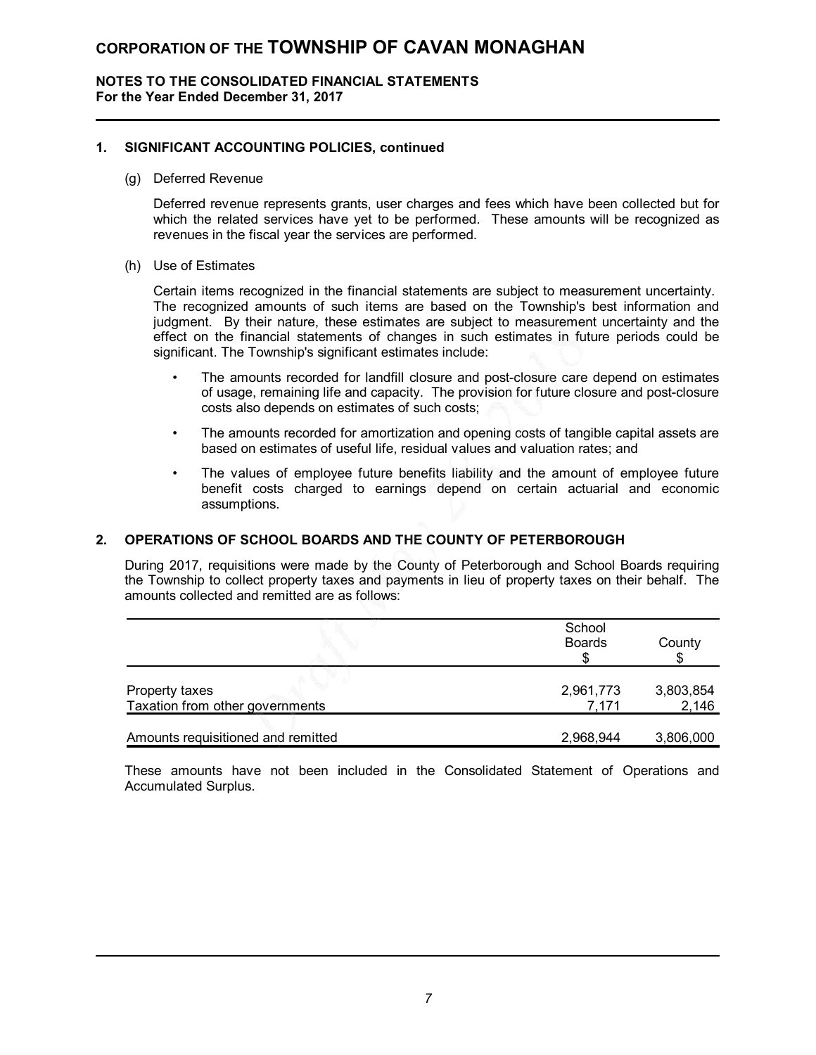## 1. SIGNIFICANT ACCOUNTING POLICIES, continued

(g) Deferred Revenue

Deferred revenue represents grants, user charges and fees which have been collected but for which the related services have yet to be performed. These amounts will be recognized as revenues in the fiscal year the services are performed.

(h) Use of Estimates

Certain items recognized in the financial statements are subject to measurement uncertainty. The recognized amounts of such items are based on the Township's best information and judgment. By their nature, these estimates are subject to measurement uncertainty and the effect on the financial statements of changes in such estimates in future periods could be significant. The Township's significant estimates include:

- The amounts recorded for landfill closure and post-closure care depend on estimates of usage, remaining life and capacity. The provision for future closure and post-closure costs also depends on estimates of such costs;
- The amounts recorded for amortization and opening costs of tangible capital assets are based on estimates of useful life, residual values and valuation rates; and
- The values of employee future benefits liability and the amount of employee future benefit costs charged to earnings depend on certain actuarial and economic assumptions.

## 2. OPERATIONS OF SCHOOL BOARDS AND THE COUNTY OF PETERBOROUGH

During 2017, requisitions were made by the County of Peterborough and School Boards requiring the Township to collect property taxes and payments in lieu of property taxes on their behalf. The amounts collected and remitted are as follows:

| | School Boards $ | County $ |
|---|---|---|
| Property taxes | 2,961,773 | 3,803,854 |
| Taxation from other governments | 7,171 | 2,146 |
| Amounts requisitioned and remitted | 2,968,944 | 3,806,000 |

These amounts have not been included in the Consolidated Statement of Operations and Accumulated Surplus.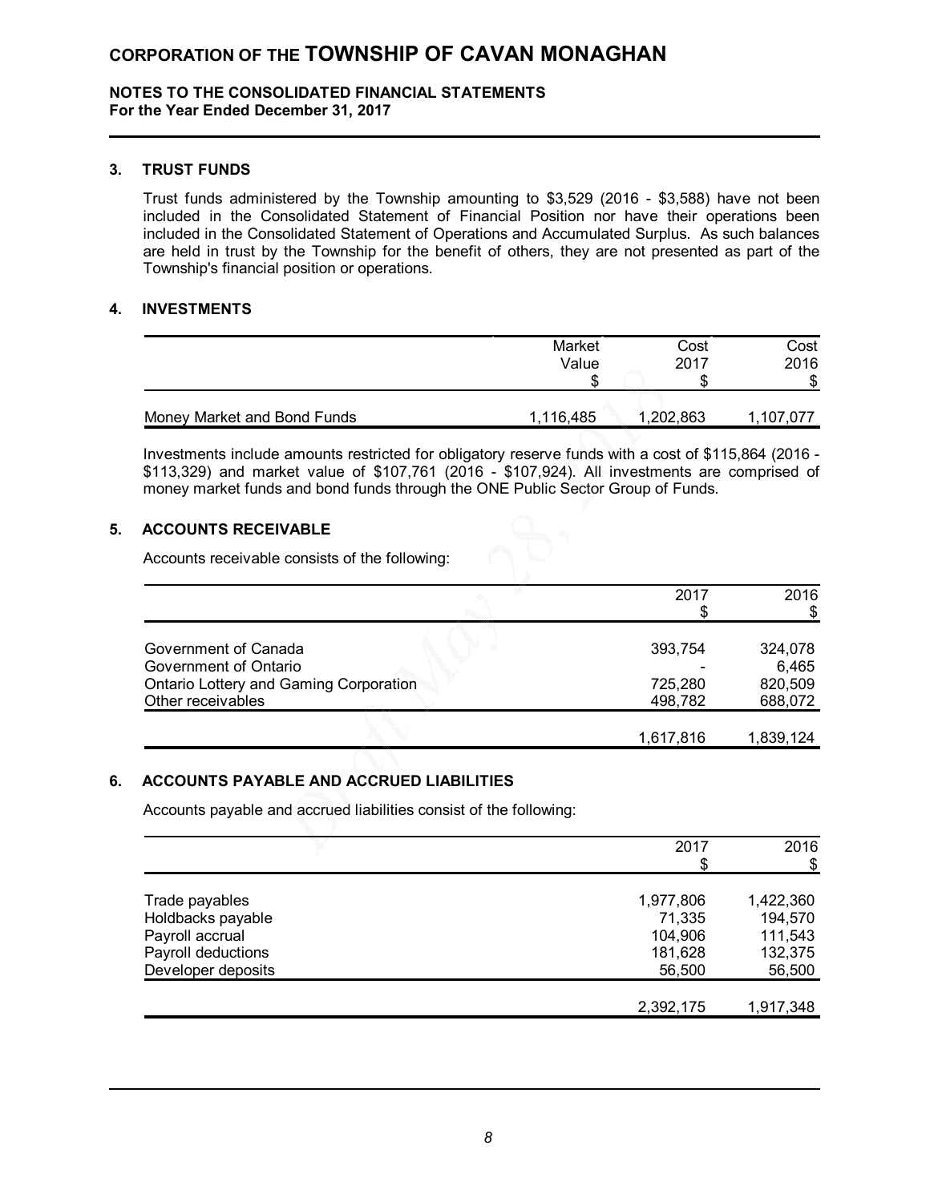# CORPORATION OF THE TOWNSHIP OF CAVAN MONAGHAN

**NOTES TO THE CONSOLIDATED FINANCIAL STATEMENTS**
**For the Year Ended December 31, 2017**

## 3. TRUST FUNDS

Trust funds administered by the Township amounting to $3,529 (2016 - $3,588) have not been included in the Consolidated Statement of Financial Position nor have their operations been included in the Consolidated Statement of Operations and Accumulated Surplus. As such balances are held in trust by the Township for the benefit of others, they are not presented as part of the Township's financial position or operations.

## 4. INVESTMENTS

| | Market Value $ | Cost 2017 $ | Cost 2016 $ |
|---|---|---|---|
| Money Market and Bond Funds | 1,116,485 | 1,202,863 | 1,107,077 |

Investments include amounts restricted for obligatory reserve funds with a cost of $115,864 (2016 - $113,329) and market value of $107,761 (2016 - $107,924). All investments are comprised of money market funds and bond funds through the ONE Public Sector Group of Funds.

## 5. ACCOUNTS RECEIVABLE

Accounts receivable consists of the following:

| | 2017 $ | 2016 $ |
|---|---|---|
| Government of Canada | 393,754 | 324,078 |
| Government of Ontario | - | 6,465 |
| Ontario Lottery and Gaming Corporation | 725,280 | 820,509 |
| Other receivables | 498,782 | 688,072 |
| | 1,617,816 | 1,839,124 |

## 6. ACCOUNTS PAYABLE AND ACCRUED LIABILITIES

Accounts payable and accrued liabilities consist of the following:

| | 2017 $ | 2016 $ |
|---|---|---|
| Trade payables | 1,977,806 | 1,422,360 |
| Holdbacks payable | 71,335 | 194,570 |
| Payroll accrual | 104,906 | 111,543 |
| Payroll deductions | 181,628 | 132,375 |
| Developer deposits | 56,500 | 56,500 |
| | 2,392,175 | 1,917,348 |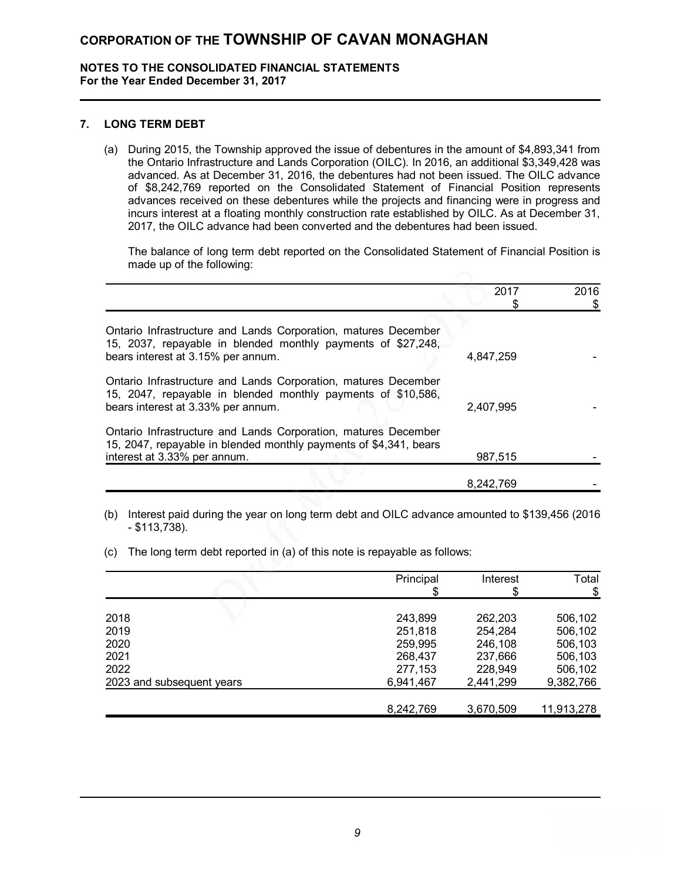## 7. LONG TERM DEBT

(a) During 2015, the Township approved the issue of debentures in the amount of $4,893,341 from the Ontario Infrastructure and Lands Corporation (OILC). In 2016, an additional $3,349,428 was advanced. As at December 31, 2016, the debentures had not been issued. The OILC advance of $8,242,769 reported on the Consolidated Statement of Financial Position represents advances received on these debentures while the projects and financing were in progress and incurs interest at a floating monthly construction rate established by OILC. As at December 31, 2017, the OILC advance had been converted and the debentures had been issued.

The balance of long term debt reported on the Consolidated Statement of Financial Position is made up of the following:

| | 2017<br>$ | 2016<br>$ |
|---|---|---|
| Ontario Infrastructure and Lands Corporation, matures December 15, 2037, repayable in blended monthly payments of $27,248, bears interest at 3.15% per annum. | 4,847,259 | - |
| Ontario Infrastructure and Lands Corporation, matures December 15, 2047, repayable in blended monthly payments of $10,586, bears interest at 3.33% per annum. | 2,407,995 | - |
| Ontario Infrastructure and Lands Corporation, matures December 15, 2047, repayable in blended monthly payments of $4,341, bears interest at 3.33% per annum. | 987,515 | - |
| | 8,242,769 | - |

(b) Interest paid during the year on long term debt and OILC advance amounted to $139,456 (2016 - $113,738).

(c) The long term debt reported in (a) of this note is repayable as follows:

| | Principal<br>$ | Interest<br>$ | Total<br>$ |
|---|---|---|---|
| 2018 | 243,899 | 262,203 | 506,102 |
| 2019 | 251,818 | 254,284 | 506,102 |
| 2020 | 259,995 | 246,108 | 506,103 |
| 2021 | 268,437 | 237,666 | 506,103 |
| 2022 | 277,153 | 228,949 | 506,102 |
| 2023 and subsequent years | 6,941,467 | 2,441,299 | 9,382,766 |
| | 8,242,769 | 3,670,509 | 11,913,278 |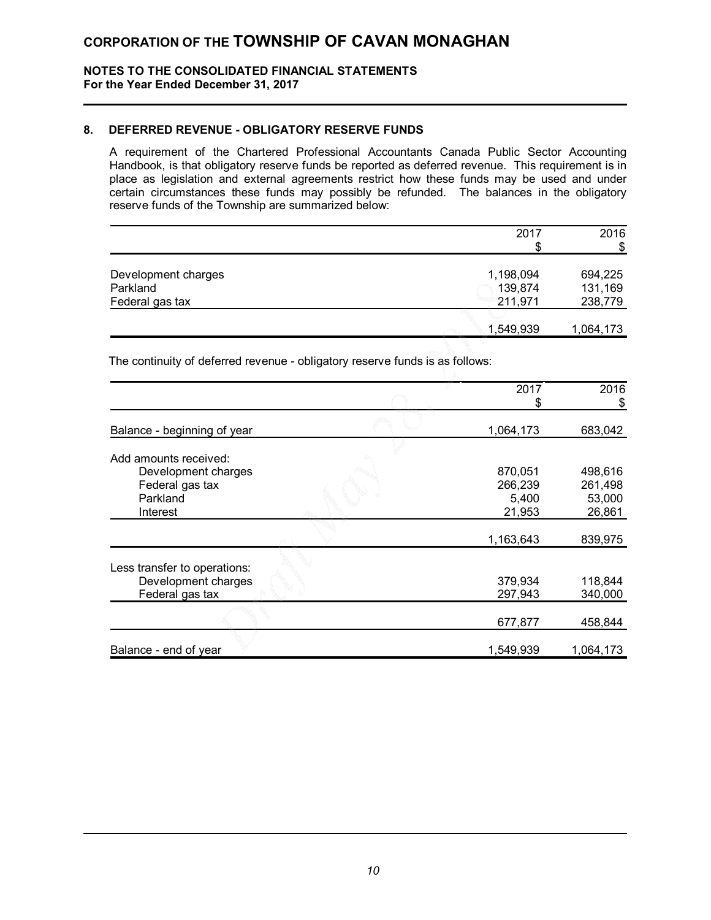# CORPORATION OF THE TOWNSHIP OF CAVAN MONAGHAN

**NOTES TO THE CONSOLIDATED FINANCIAL STATEMENTS**
**For the Year Ended December 31, 2017**

## 8. DEFERRED REVENUE - OBLIGATORY RESERVE FUNDS

A requirement of the Chartered Professional Accountants Canada Public Sector Accounting Handbook, is that obligatory reserve funds be reported as deferred revenue. This requirement is in place as legislation and external agreements restrict how these funds may be used and under certain circumstances these funds may possibly be refunded. The balances in the obligatory reserve funds of the Township are summarized below:

| | 2017 $ | 2016 $ |
|---|---|---|
| Development charges | 1,198,094 | 694,225 |
| Parkland | 139,874 | 131,169 |
| Federal gas tax | 211,971 | 238,779 |
| | 1,549,939 | 1,064,173 |

The continuity of deferred revenue - obligatory reserve funds is as follows:

| | 2017 $ | 2016 $ |
|---|---|---|
| Balance - beginning of year | 1,064,173 | 683,042 |
| Add amounts received: | | |
| Development charges | 870,051 | 498,616 |
| Federal gas tax | 266,239 | 261,498 |
| Parkland | 5,400 | 53,000 |
| Interest | 21,953 | 26,861 |
| | 1,163,643 | 839,975 |
| Less transfer to operations: | | |
| Development charges | 379,934 | 118,844 |
| Federal gas tax | 297,943 | 340,000 |
| | 677,877 | 458,844 |
| Balance - end of year | 1,549,939 | 1,064,173 |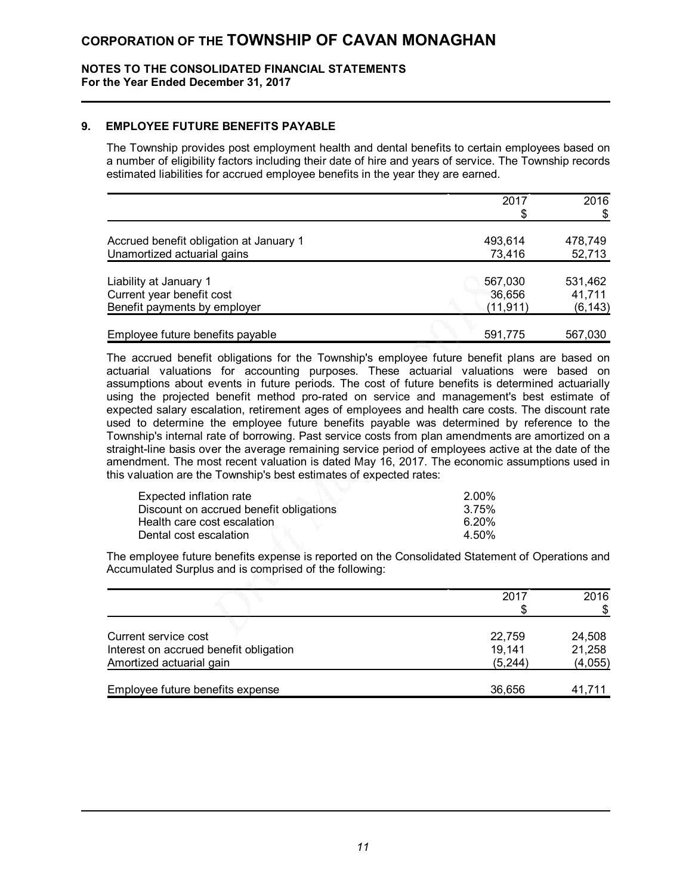# CORPORATION OF THE TOWNSHIP OF CAVAN MONAGHAN

**NOTES TO THE CONSOLIDATED FINANCIAL STATEMENTS**
**For the Year Ended December 31, 2017**

## 9. EMPLOYEE FUTURE BENEFITS PAYABLE

The Township provides post employment health and dental benefits to certain employees based on a number of eligibility factors including their date of hire and years of service. The Township records estimated liabilities for accrued employee benefits in the year they are earned.

| | 2017<br>$ | 2016<br>$ |
|---|---|---|
| Accrued benefit obligation at January 1 | 493,614 | 478,749 |
| Unamortized actuarial gains | 73,416 | 52,713 |
| Liability at January 1 | 567,030 | 531,462 |
| Current year benefit cost | 36,656 | 41,711 |
| Benefit payments by employer | (11,911) | (6,143) |
| Employee future benefits payable | 591,775 | 567,030 |

The accrued benefit obligations for the Township's employee future benefit plans are based on actuarial valuations for accounting purposes. These actuarial valuations were based on assumptions about events in future periods. The cost of future benefits is determined actuarially using the projected benefit method pro-rated on service and management's best estimate of expected salary escalation, retirement ages of employees and health care costs. The discount rate used to determine the employee future benefits payable was determined by reference to the Township's internal rate of borrowing. Past service costs from plan amendments are amortized on a straight-line basis over the average remaining service period of employees active at the date of the amendment. The most recent valuation is dated May 16, 2017. The economic assumptions used in this valuation are the Township's best estimates of expected rates:

| | |
|---|---|
| Expected inflation rate | 2.00% |
| Discount on accrued benefit obligations | 3.75% |
| Health care cost escalation | 6.20% |
| Dental cost escalation | 4.50% |

The employee future benefits expense is reported on the Consolidated Statement of Operations and Accumulated Surplus and is comprised of the following:

| | 2017<br>$ | 2016<br>$ |
|---|---|---|
| Current service cost | 22,759 | 24,508 |
| Interest on accrued benefit obligation | 19,141 | 21,258 |
| Amortized actuarial gain | (5,244) | (4,055) |
| Employee future benefits expense | 36,656 | 41,711 |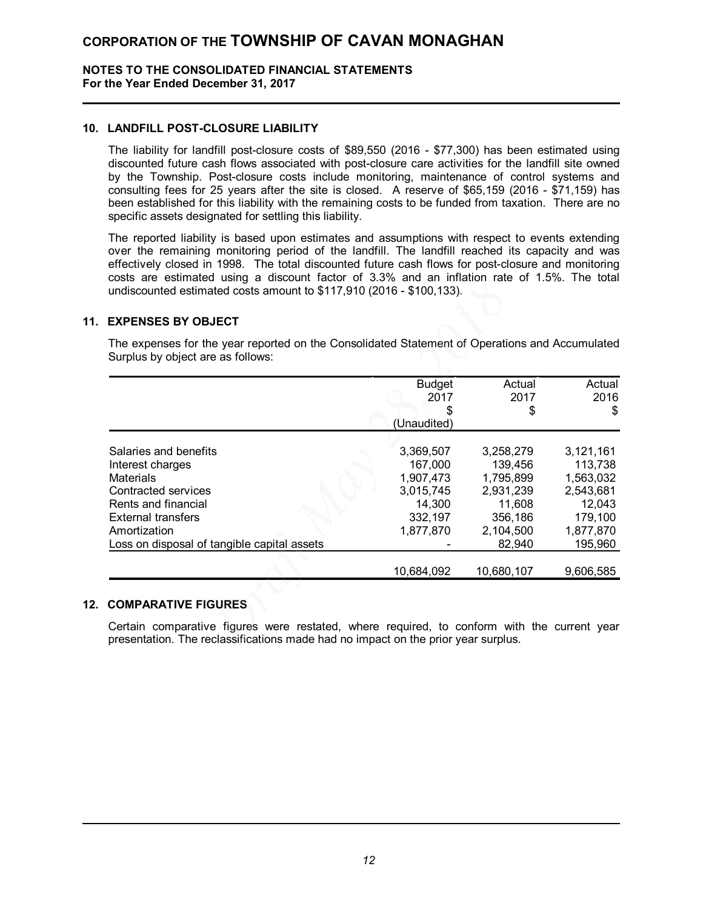# CORPORATION OF THE TOWNSHIP OF CAVAN MONAGHAN

**NOTES TO THE CONSOLIDATED FINANCIAL STATEMENTS**
**For the Year Ended December 31, 2017**

## 10. LANDFILL POST-CLOSURE LIABILITY

The liability for landfill post-closure costs of $89,550 (2016 - $77,300) has been estimated using discounted future cash flows associated with post-closure care activities for the landfill site owned by the Township. Post-closure costs include monitoring, maintenance of control systems and consulting fees for 25 years after the site is closed. A reserve of $65,159 (2016 - $71,159) has been established for this liability with the remaining costs to be funded from taxation. There are no specific assets designated for settling this liability.

The reported liability is based upon estimates and assumptions with respect to events extending over the remaining monitoring period of the landfill. The landfill reached its capacity and was effectively closed in 1998. The total discounted future cash flows for post-closure and monitoring costs are estimated using a discount factor of 3.3% and an inflation rate of 1.5%. The total undiscounted estimated costs amount to $117,910 (2016 - $100,133).

## 11. EXPENSES BY OBJECT

The expenses for the year reported on the Consolidated Statement of Operations and Accumulated Surplus by object are as follows:

| | Budget 2017 $ (Unaudited) | Actual 2017 $ | Actual 2016 $ |
|---|---|---|---|
| Salaries and benefits | 3,369,507 | 3,258,279 | 3,121,161 |
| Interest charges | 167,000 | 139,456 | 113,738 |
| Materials | 1,907,473 | 1,795,899 | 1,563,032 |
| Contracted services | 3,015,745 | 2,931,239 | 2,543,681 |
| Rents and financial | 14,300 | 11,608 | 12,043 |
| External transfers | 332,197 | 356,186 | 179,100 |
| Amortization | 1,877,870 | 2,104,500 | 1,877,870 |
| Loss on disposal of tangible capital assets | - | 82,940 | 195,960 |
| | 10,684,092 | 10,680,107 | 9,606,585 |

## 12. COMPARATIVE FIGURES

Certain comparative figures were restated, where required, to conform with the current year presentation. The reclassifications made had no impact on the prior year surplus.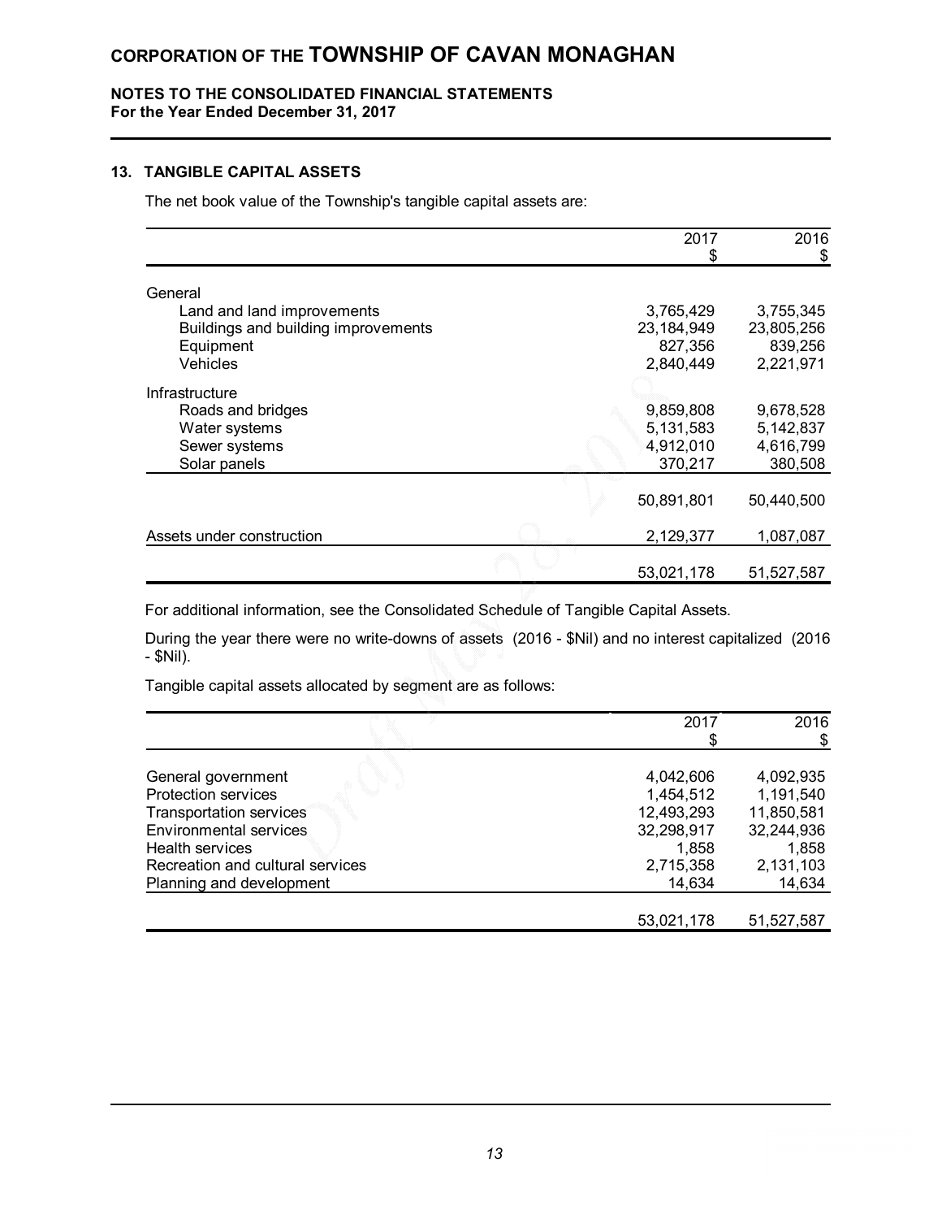# CORPORATION OF THE TOWNSHIP OF CAVAN MONAGHAN

**NOTES TO THE CONSOLIDATED FINANCIAL STATEMENTS**
**For the Year Ended December 31, 2017**

## 13. TANGIBLE CAPITAL ASSETS

The net book value of the Township's tangible capital assets are:

| | 2017<br>$ | 2016<br>$ |
|---|---:|---:|
| General | | |
| Land and land improvements | 3,765,429 | 3,755,345 |
| Buildings and building improvements | 23,184,949 | 23,805,256 |
| Equipment | 827,356 | 839,256 |
| Vehicles | 2,840,449 | 2,221,971 |
| Infrastructure | | |
| Roads and bridges | 9,859,808 | 9,678,528 |
| Water systems | 5,131,583 | 5,142,837 |
| Sewer systems | 4,912,010 | 4,616,799 |
| Solar panels | 370,217 | 380,508 |
| | 50,891,801 | 50,440,500 |
| Assets under construction | 2,129,377 | 1,087,087 |
| | 53,021,178 | 51,527,587 |

For additional information, see the Consolidated Schedule of Tangible Capital Assets.

During the year there were no write-downs of assets (2016 - $Nil) and no interest capitalized (2016 - $Nil).

Tangible capital assets allocated by segment are as follows:

| | 2017<br>$ | 2016<br>$ |
|---|---:|---:|
| General government | 4,042,606 | 4,092,935 |
| Protection services | 1,454,512 | 1,191,540 |
| Transportation services | 12,493,293 | 11,850,581 |
| Environmental services | 32,298,917 | 32,244,936 |
| Health services | 1,858 | 1,858 |
| Recreation and cultural services | 2,715,358 | 2,131,103 |
| Planning and development | 14,634 | 14,634 |
| | 53,021,178 | 51,527,587 |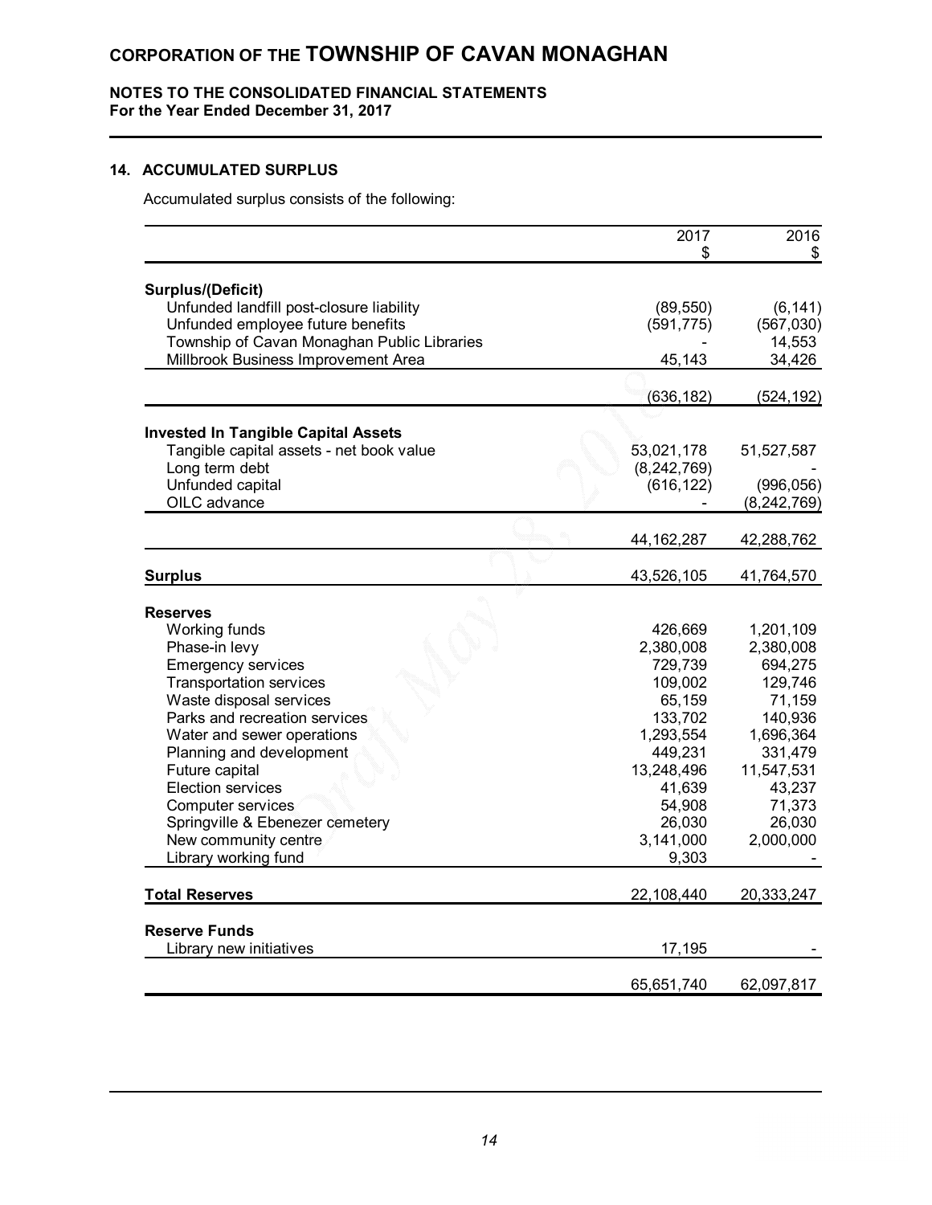# CORPORATION OF THE TOWNSHIP OF CAVAN MONAGHAN

**NOTES TO THE CONSOLIDATED FINANCIAL STATEMENTS**
**For the Year Ended December 31, 2017**

## 14. ACCUMULATED SURPLUS

Accumulated surplus consists of the following:

| | 2017<br>$ | 2016<br>$ |
|---|---|---|
| **Surplus/(Deficit)** | | |
| Unfunded landfill post-closure liability | (89,550) | (6,141) |
| Unfunded employee future benefits | (591,775) | (567,030) |
| Township of Cavan Monaghan Public Libraries | - | 14,553 |
| Millbrook Business Improvement Area | 45,143 | 34,426 |
| | (636,182) | (524,192) |
| **Invested In Tangible Capital Assets** | | |
| Tangible capital assets - net book value | 53,021,178 | 51,527,587 |
| Long term debt | (8,242,769) | - |
| Unfunded capital | (616,122) | (996,056) |
| OILC advance | - | (8,242,769) |
| | 44,162,287 | 42,288,762 |
| **Surplus** | 43,526,105 | 41,764,570 |
| **Reserves** | | |
| Working funds | 426,669 | 1,201,109 |
| Phase-in levy | 2,380,008 | 2,380,008 |
| Emergency services | 729,739 | 694,275 |
| Transportation services | 109,002 | 129,746 |
| Waste disposal services | 65,159 | 71,159 |
| Parks and recreation services | 133,702 | 140,936 |
| Water and sewer operations | 1,293,554 | 1,696,364 |
| Planning and development | 449,231 | 331,479 |
| Future capital | 13,248,496 | 11,547,531 |
| Election services | 41,639 | 43,237 |
| Computer services | 54,908 | 71,373 |
| Springville & Ebenezer cemetery | 26,030 | 26,030 |
| New community centre | 3,141,000 | 2,000,000 |
| Library working fund | 9,303 | - |
| **Total Reserves** | 22,108,440 | 20,333,247 |
| **Reserve Funds** | | |
| Library new initiatives | 17,195 | - |
| | 65,651,740 | 62,097,817 |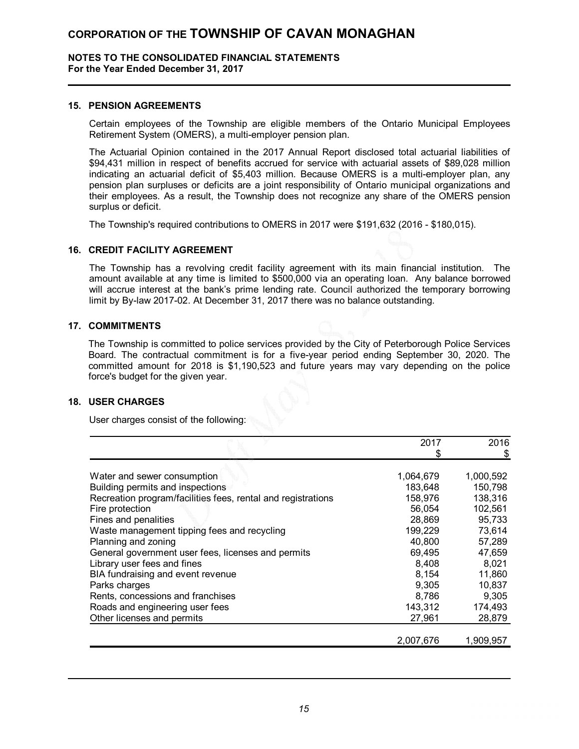# CORPORATION OF THE TOWNSHIP OF CAVAN MONAGHAN

**NOTES TO THE CONSOLIDATED FINANCIAL STATEMENTS**
**For the Year Ended December 31, 2017**

## 15. PENSION AGREEMENTS

Certain employees of the Township are eligible members of the Ontario Municipal Employees Retirement System (OMERS), a multi-employer pension plan.

The Actuarial Opinion contained in the 2017 Annual Report disclosed total actuarial liabilities of $94,431 million in respect of benefits accrued for service with actuarial assets of $89,028 million indicating an actuarial deficit of $5,403 million. Because OMERS is a multi-employer plan, any pension plan surpluses or deficits are a joint responsibility of Ontario municipal organizations and their employees. As a result, the Township does not recognize any share of the OMERS pension surplus or deficit.

The Township's required contributions to OMERS in 2017 were $191,632 (2016 - $180,015).

## 16. CREDIT FACILITY AGREEMENT

The Township has a revolving credit facility agreement with its main financial institution. The amount available at any time is limited to $500,000 via an operating loan. Any balance borrowed will accrue interest at the bank's prime lending rate. Council authorized the temporary borrowing limit by By-law 2017-02. At December 31, 2017 there was no balance outstanding.

## 17. COMMITMENTS

The Township is committed to police services provided by the City of Peterborough Police Services Board. The contractual commitment is for a five-year period ending September 30, 2020. The committed amount for 2018 is $1,190,523 and future years may vary depending on the police force's budget for the given year.

## 18. USER CHARGES

User charges consist of the following:

| | 2017<br>$ | 2016<br>$ |
|---|---|---|
| Water and sewer consumption | 1,064,679 | 1,000,592 |
| Building permits and inspections | 183,648 | 150,798 |
| Recreation program/facilities fees, rental and registrations | 158,976 | 138,316 |
| Fire protection | 56,054 | 102,561 |
| Fines and penalities | 28,869 | 95,733 |
| Waste management tipping fees and recycling | 199,229 | 73,614 |
| Planning and zoning | 40,800 | 57,289 |
| General government user fees, licenses and permits | 69,495 | 47,659 |
| Library user fees and fines | 8,408 | 8,021 |
| BIA fundraising and event revenue | 8,154 | 11,860 |
| Parks charges | 9,305 | 10,837 |
| Rents, concessions and franchises | 8,786 | 9,305 |
| Roads and engineering user fees | 143,312 | 174,493 |
| Other licenses and permits | 27,961 | 28,879 |
| | 2,007,676 | 1,909,957 |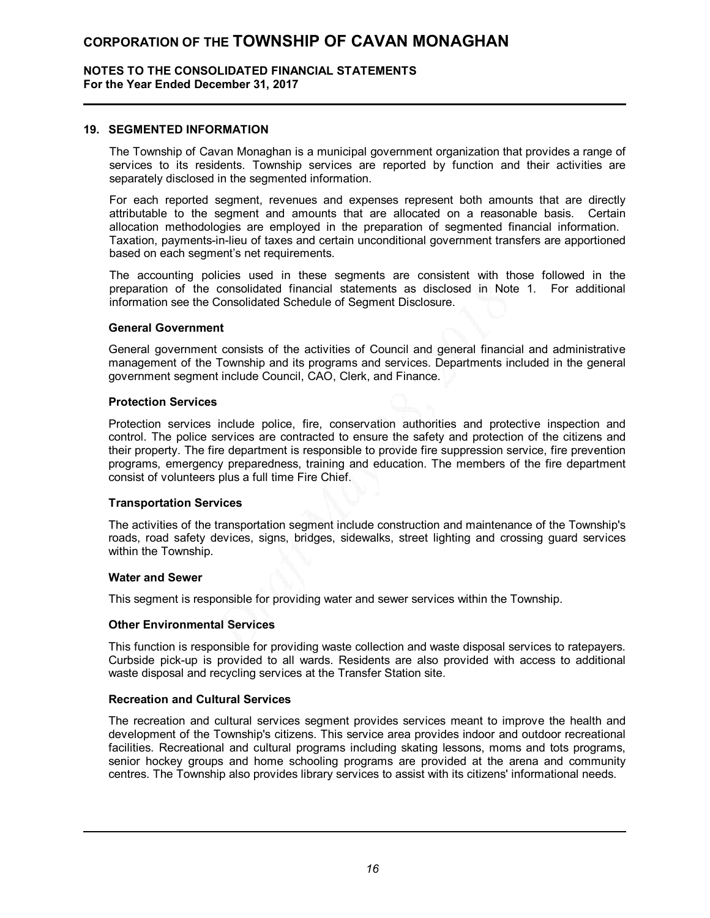## 19. SEGMENTED INFORMATION

The Township of Cavan Monaghan is a municipal government organization that provides a range of services to its residents. Township services are reported by function and their activities are separately disclosed in the segmented information.

For each reported segment, revenues and expenses represent both amounts that are directly attributable to the segment and amounts that are allocated on a reasonable basis. Certain allocation methodologies are employed in the preparation of segmented financial information. Taxation, payments-in-lieu of taxes and certain unconditional government transfers are apportioned based on each segment's net requirements.

The accounting policies used in these segments are consistent with those followed in the preparation of the consolidated financial statements as disclosed in Note 1. For additional information see the Consolidated Schedule of Segment Disclosure.

### General Government

General government consists of the activities of Council and general financial and administrative management of the Township and its programs and services. Departments included in the general government segment include Council, CAO, Clerk, and Finance.

### Protection Services

Protection services include police, fire, conservation authorities and protective inspection and control. The police services are contracted to ensure the safety and protection of the citizens and their property. The fire department is responsible to provide fire suppression service, fire prevention programs, emergency preparedness, training and education. The members of the fire department consist of volunteers plus a full time Fire Chief.

### Transportation Services

The activities of the transportation segment include construction and maintenance of the Township's roads, road safety devices, signs, bridges, sidewalks, street lighting and crossing guard services within the Township.

### Water and Sewer

This segment is responsible for providing water and sewer services within the Township.

### Other Environmental Services

This function is responsible for providing waste collection and waste disposal services to ratepayers. Curbside pick-up is provided to all wards. Residents are also provided with access to additional waste disposal and recycling services at the Transfer Station site.

### Recreation and Cultural Services

The recreation and cultural services segment provides services meant to improve the health and development of the Township's citizens. This service area provides indoor and outdoor recreational facilities. Recreational and cultural programs including skating lessons, moms and tots programs, senior hockey groups and home schooling programs are provided at the arena and community centres. The Township also provides library services to assist with its citizens' informational needs.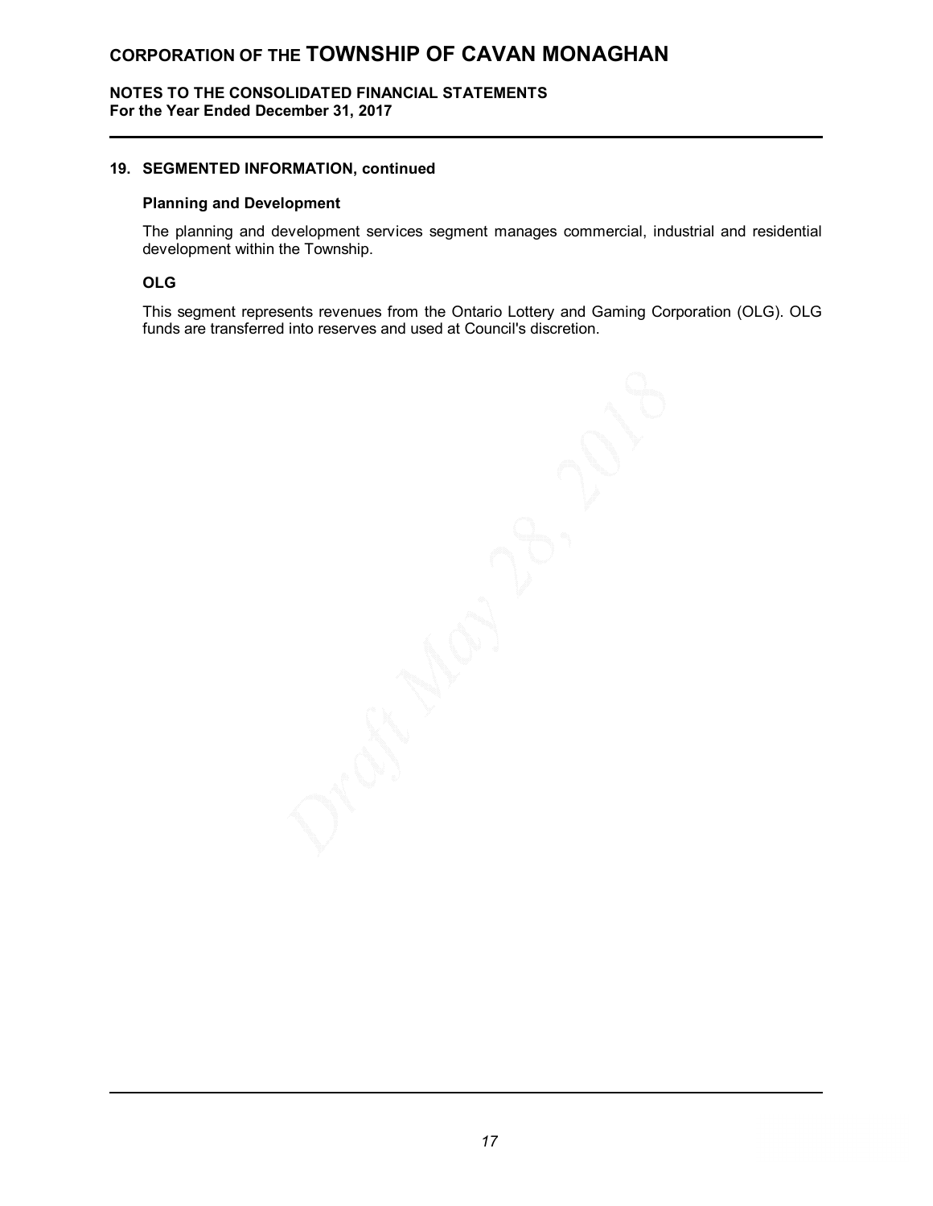## 19. SEGMENTED INFORMATION, continued

### Planning and Development

The planning and development services segment manages commercial, industrial and residential development within the Township.

### OLG

This segment represents revenues from the Ontario Lottery and Gaming Corporation (OLG). OLG funds are transferred into reserves and used at Council's discretion.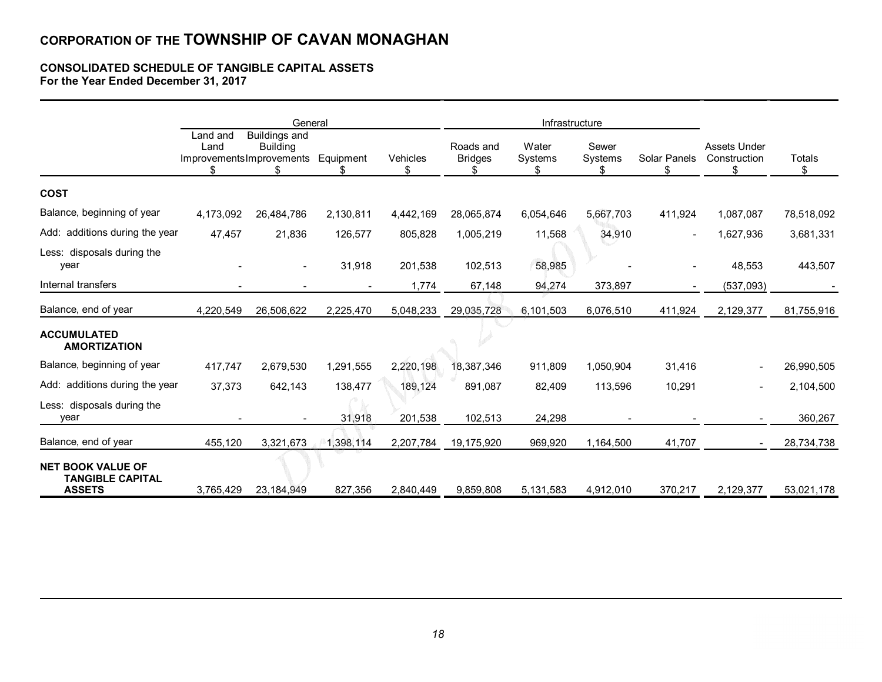## CORPORATION OF THE TOWNSHIP OF CAVAN MONAGHAN

### CONSOLIDATED SCHEDULE OF TANGIBLE CAPITAL ASSETS
**For the Year Ended December 31, 2017**

| | General | | | | Infrastructure | | | | | |
|---|---|---|---|---|---|---|---|---|---|---|
| | Land and Land Improvements $ | Buildings and Building Improvements $ | Equipment $ | Vehicles $ | Roads and Bridges $ | Water Systems $ | Sewer Systems $ | Solar Panels $ | Assets Under Construction $ | Totals $ |
| **COST** | | | | | | | | | | |
| Balance, beginning of year | 4,173,092 | 26,484,786 | 2,130,811 | 4,442,169 | 28,065,874 | 6,054,646 | 5,667,703 | 411,924 | 1,087,087 | 78,518,092 |
| Add: additions during the year | 47,457 | 21,836 | 126,577 | 805,828 | 1,005,219 | 11,568 | 34,910 | - | 1,627,936 | 3,681,331 |
| Less: disposals during the year | - | - | 31,918 | 201,538 | 102,513 | 58,985 | - | - | 48,553 | 443,507 |
| Internal transfers | - | - | - | 1,774 | 67,148 | 94,274 | 373,897 | - | (537,093) | - |
| Balance, end of year | 4,220,549 | 26,506,622 | 2,225,470 | 5,048,233 | 29,035,728 | 6,101,503 | 6,076,510 | 411,924 | 2,129,377 | 81,755,916 |
| **ACCUMULATED AMORTIZATION** | | | | | | | | | | |
| Balance, beginning of year | 417,747 | 2,679,530 | 1,291,555 | 2,220,198 | 18,387,346 | 911,809 | 1,050,904 | 31,416 | - | 26,990,505 |
| Add: additions during the year | 37,373 | 642,143 | 138,477 | 189,124 | 891,087 | 82,409 | 113,596 | 10,291 | - | 2,104,500 |
| Less: disposals during the year | - | - | 31,918 | 201,538 | 102,513 | 24,298 | - | - | - | 360,267 |
| Balance, end of year | 455,120 | 3,321,673 | 1,398,114 | 2,207,784 | 19,175,920 | 969,920 | 1,164,500 | 41,707 | - | 28,734,738 |
| **NET BOOK VALUE OF TANGIBLE CAPITAL ASSETS** | 3,765,429 | 23,184,949 | 827,356 | 2,840,449 | 9,859,808 | 5,131,583 | 4,912,010 | 370,217 | 2,129,377 | 53,021,178 |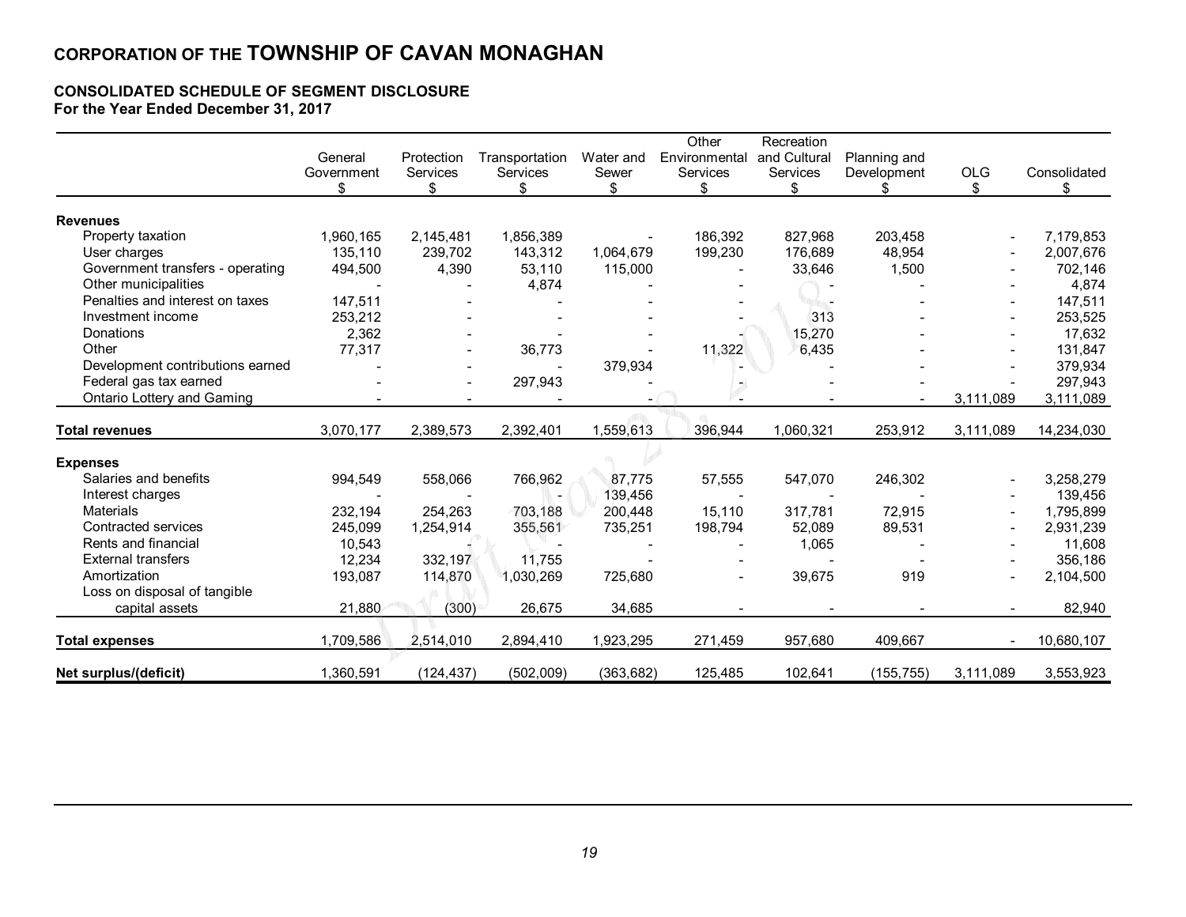## CORPORATION OF THE TOWNSHIP OF CAVAN MONAGHAN

### CONSOLIDATED SCHEDULE OF SEGMENT DISCLOSURE
**For the Year Ended December 31, 2017**

| | General Government $ | Protection Services $ | Transportation Services $ | Water and Sewer $ | Other Environmental Services $ | Recreation and Cultural Services $ | Planning and Development $ | OLG $ | Consolidated $ |
|---|---|---|---|---|---|---|---|---|---|
| **Revenues** | | | | | | | | | |
| Property taxation | 1,960,165 | 2,145,481 | 1,856,389 | - | 186,392 | 827,968 | 203,458 | - | 7,179,853 |
| User charges | 135,110 | 239,702 | 143,312 | 1,064,679 | 199,230 | 176,689 | 48,954 | - | 2,007,676 |
| Government transfers - operating | 494,500 | 4,390 | 53,110 | 115,000 | - | 33,646 | 1,500 | - | 702,146 |
| Other municipalities | - | - | 4,874 | - | - | - | - | - | 4,874 |
| Penalties and interest on taxes | 147,511 | - | - | - | - | - | - | - | 147,511 |
| Investment income | 253,212 | - | - | - | - | 313 | - | - | 253,525 |
| Donations | 2,362 | - | - | - | - | 15,270 | - | - | 17,632 |
| Other | 77,317 | - | 36,773 | - | 11,322 | 6,435 | - | - | 131,847 |
| Development contributions earned | - | - | - | 379,934 | - | - | - | - | 379,934 |
| Federal gas tax earned | - | - | 297,943 | - | - | - | - | - | 297,943 |
| Ontario Lottery and Gaming | - | - | - | - | - | - | - | 3,111,089 | 3,111,089 |
| **Total revenues** | 3,070,177 | 2,389,573 | 2,392,401 | 1,559,613 | 396,944 | 1,060,321 | 253,912 | 3,111,089 | 14,234,030 |
| **Expenses** | | | | | | | | | |
| Salaries and benefits | 994,549 | 558,066 | 766,962 | 87,775 | 57,555 | 547,070 | 246,302 | - | 3,258,279 |
| Interest charges | - | - | - | 139,456 | - | - | - | - | 139,456 |
| Materials | 232,194 | 254,263 | 703,188 | 200,448 | 15,110 | 317,781 | 72,915 | - | 1,795,899 |
| Contracted services | 245,099 | 1,254,914 | 355,561 | 735,251 | 198,794 | 52,089 | 89,531 | - | 2,931,239 |
| Rents and financial | 10,543 | - | - | - | - | 1,065 | - | - | 11,608 |
| External transfers | 12,234 | 332,197 | 11,755 | - | - | - | - | - | 356,186 |
| Amortization | 193,087 | 114,870 | 1,030,269 | 725,680 | - | 39,675 | 919 | - | 2,104,500 |
| Loss on disposal of tangible capital assets | 21,880 | (300) | 26,675 | 34,685 | - | - | - | - | 82,940 |
| **Total expenses** | 1,709,586 | 2,514,010 | 2,894,410 | 1,923,295 | 271,459 | 957,680 | 409,667 | - | 10,680,107 |
| **Net surplus/(deficit)** | 1,360,591 | (124,437) | (502,009) | (363,682) | 125,485 | 102,641 | (155,755) | 3,111,089 | 3,553,923 |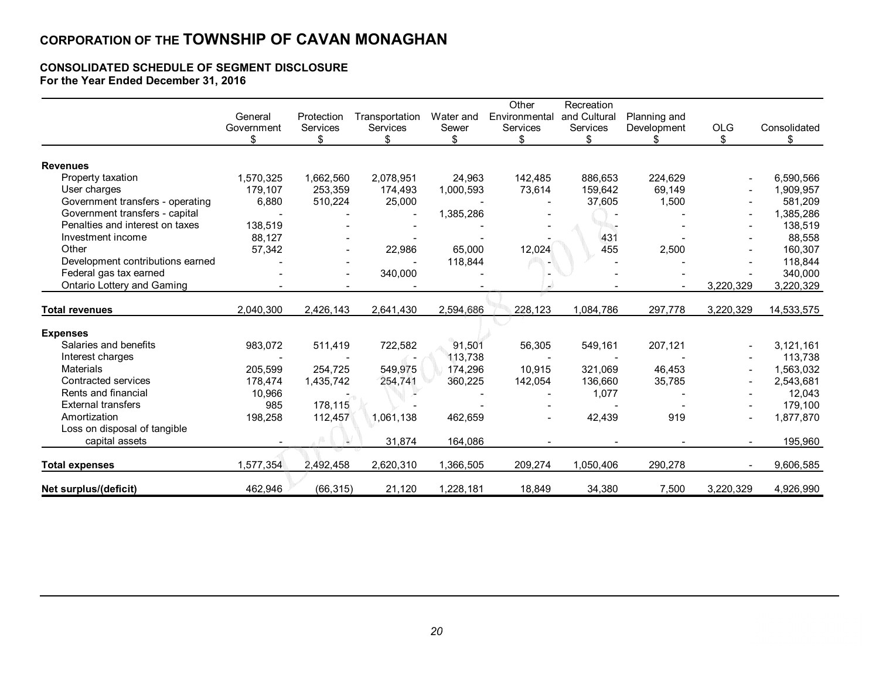## CORPORATION OF THE TOWNSHIP OF CAVAN MONAGHAN

### CONSOLIDATED SCHEDULE OF SEGMENT DISCLOSURE
**For the Year Ended December 31, 2016**

| | General Government $ | Protection Services $ | Transportation Services $ | Water and Sewer $ | Other Environmental Services $ | Recreation and Cultural Services $ | Planning and Development $ | OLG $ | Consolidated $ |
|---|---|---|---|---|---|---|---|---|---|
| **Revenues** | | | | | | | | | |
| Property taxation | 1,570,325 | 1,662,560 | 2,078,951 | 24,963 | 142,485 | 886,653 | 224,629 | - | 6,590,566 |
| User charges | 179,107 | 253,359 | 174,493 | 1,000,593 | 73,614 | 159,642 | 69,149 | - | 1,909,957 |
| Government transfers - operating | 6,880 | 510,224 | 25,000 | - | - | 37,605 | 1,500 | - | 581,209 |
| Government transfers - capital | - | - | - | 1,385,286 | - | - | - | - | 1,385,286 |
| Penalties and interest on taxes | 138,519 | - | - | - | - | - | - | - | 138,519 |
| Investment income | 88,127 | - | - | - | - | 431 | - | - | 88,558 |
| Other | 57,342 | - | 22,986 | 65,000 | 12,024 | 455 | 2,500 | - | 160,307 |
| Development contributions earned | - | - | - | 118,844 | - | - | - | - | 118,844 |
| Federal gas tax earned | - | - | 340,000 | - | - | - | - | - | 340,000 |
| Ontario Lottery and Gaming | - | - | - | - | - | - | - | 3,220,329 | 3,220,329 |
| **Total revenues** | 2,040,300 | 2,426,143 | 2,641,430 | 2,594,686 | 228,123 | 1,084,786 | 297,778 | 3,220,329 | 14,533,575 |
| **Expenses** | | | | | | | | | |
| Salaries and benefits | 983,072 | 511,419 | 722,582 | 91,501 | 56,305 | 549,161 | 207,121 | - | 3,121,161 |
| Interest charges | - | - | - | 113,738 | - | - | - | - | 113,738 |
| Materials | 205,599 | 254,725 | 549,975 | 174,296 | 10,915 | 321,069 | 46,453 | - | 1,563,032 |
| Contracted services | 178,474 | 1,435,742 | 254,741 | 360,225 | 142,054 | 136,660 | 35,785 | - | 2,543,681 |
| Rents and financial | 10,966 | - | - | - | - | 1,077 | - | - | 12,043 |
| External transfers | 985 | 178,115 | - | - | - | - | - | - | 179,100 |
| Amortization | 198,258 | 112,457 | 1,061,138 | 462,659 | - | 42,439 | 919 | - | 1,877,870 |
| Loss on disposal of tangible capital assets | - | - | 31,874 | 164,086 | - | - | - | - | 195,960 |
| **Total expenses** | 1,577,354 | 2,492,458 | 2,620,310 | 1,366,505 | 209,274 | 1,050,406 | 290,278 | - | 9,606,585 |
| **Net surplus/(deficit)** | 462,946 | (66,315) | 21,120 | 1,228,181 | 18,849 | 34,380 | 7,500 | 3,220,329 | 4,926,990 |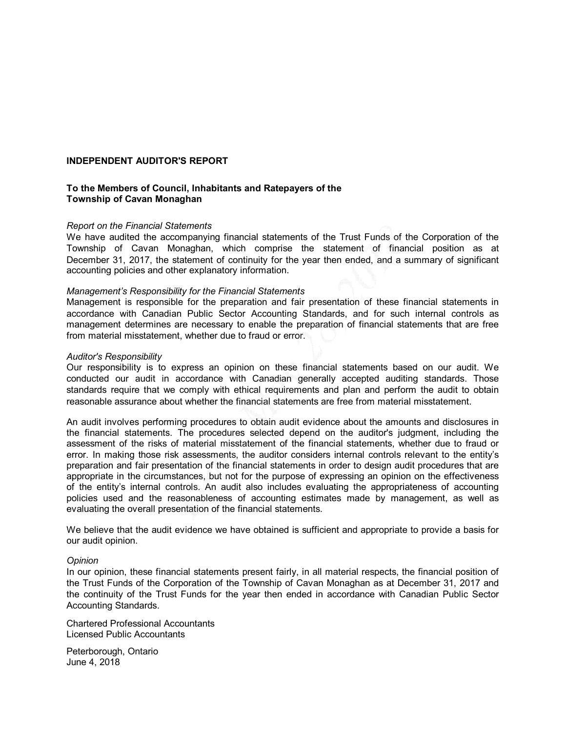**INDEPENDENT AUDITOR'S REPORT**

**To the Members of Council, Inhabitants and Ratepayers of the Township of Cavan Monaghan**

*Report on the Financial Statements*

We have audited the accompanying financial statements of the Trust Funds of the Corporation of the Township of Cavan Monaghan, which comprise the statement of financial position as at December 31, 2017, the statement of continuity for the year then ended, and a summary of significant accounting policies and other explanatory information.

*Management's Responsibility for the Financial Statements*

Management is responsible for the preparation and fair presentation of these financial statements in accordance with Canadian Public Sector Accounting Standards, and for such internal controls as management determines are necessary to enable the preparation of financial statements that are free from material misstatement, whether due to fraud or error.

*Auditor's Responsibility*

Our responsibility is to express an opinion on these financial statements based on our audit. We conducted our audit in accordance with Canadian generally accepted auditing standards. Those standards require that we comply with ethical requirements and plan and perform the audit to obtain reasonable assurance about whether the financial statements are free from material misstatement.

An audit involves performing procedures to obtain audit evidence about the amounts and disclosures in the financial statements. The procedures selected depend on the auditor's judgment, including the assessment of the risks of material misstatement of the financial statements, whether due to fraud or error. In making those risk assessments, the auditor considers internal controls relevant to the entity's preparation and fair presentation of the financial statements in order to design audit procedures that are appropriate in the circumstances, but not for the purpose of expressing an opinion on the effectiveness of the entity's internal controls. An audit also includes evaluating the appropriateness of accounting policies used and the reasonableness of accounting estimates made by management, as well as evaluating the overall presentation of the financial statements.

We believe that the audit evidence we have obtained is sufficient and appropriate to provide a basis for our audit opinion.

*Opinion*

In our opinion, these financial statements present fairly, in all material respects, the financial position of the Trust Funds of the Corporation of the Township of Cavan Monaghan as at December 31, 2017 and the continuity of the Trust Funds for the year then ended in accordance with Canadian Public Sector Accounting Standards.

Chartered Professional Accountants
Licensed Public Accountants

Peterborough, Ontario
June 4, 2018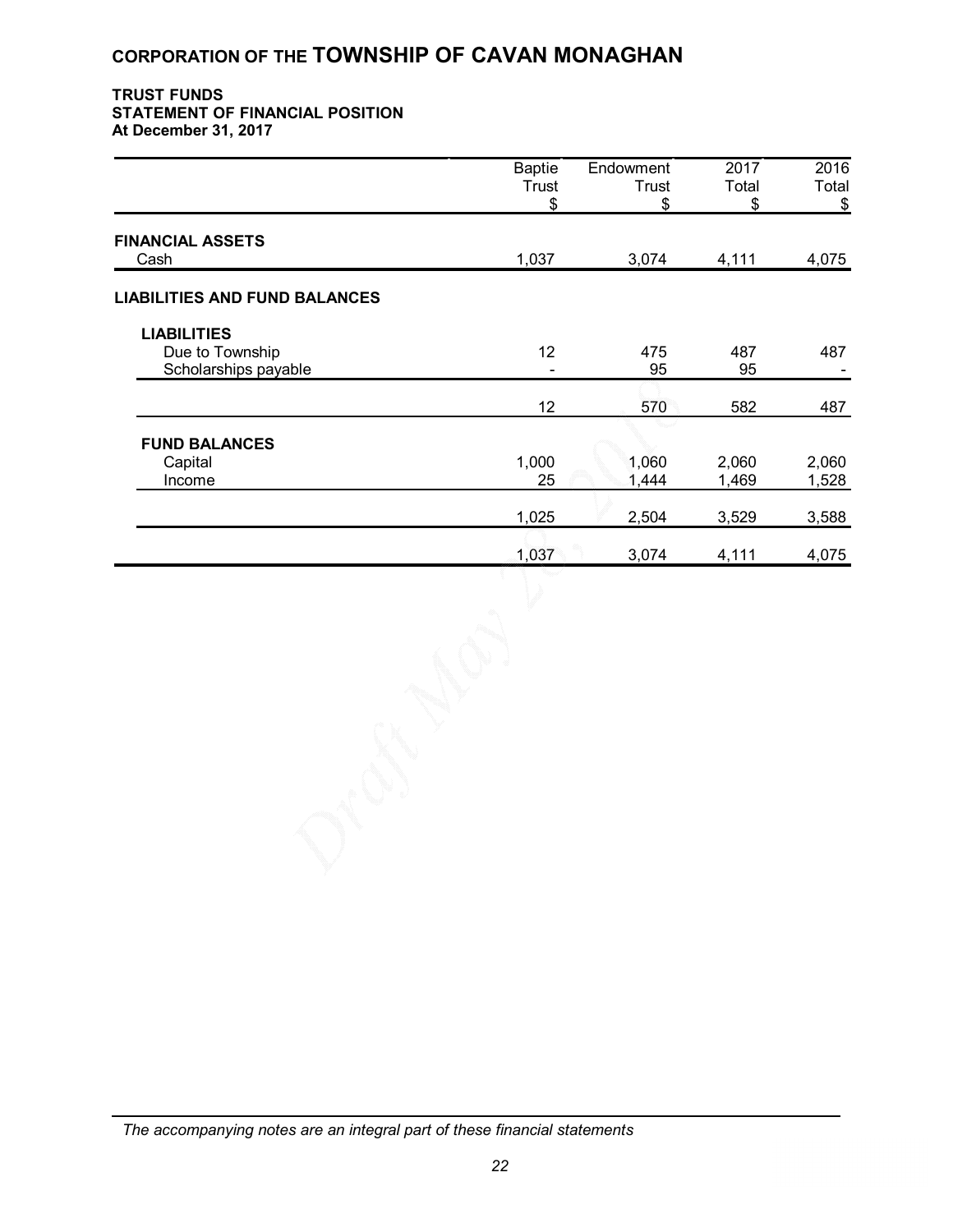# CORPORATION OF THE TOWNSHIP OF CAVAN MONAGHAN

**TRUST FUNDS**
**STATEMENT OF FINANCIAL POSITION**
**At December 31, 2017**

| | Baptie Trust $ | Endowment Trust $ | 2017 Total $ | 2016 Total $ |
|---|---|---|---|---|
| **FINANCIAL ASSETS** | | | | |
| Cash | 1,037 | 3,074 | 4,111 | 4,075 |
| **LIABILITIES AND FUND BALANCES** | | | | |
| **LIABILITIES** | | | | |
| Due to Township | 12 | 475 | 487 | 487 |
| Scholarships payable | - | 95 | 95 | - |
| | 12 | 570 | 582 | 487 |
| **FUND BALANCES** | | | | |
| Capital | 1,000 | 1,060 | 2,060 | 2,060 |
| Income | 25 | 1,444 | 1,469 | 1,528 |
| | 1,025 | 2,504 | 3,529 | 3,588 |
| | 1,037 | 3,074 | 4,111 | 4,075 |

*The accompanying notes are an integral part of these financial statements*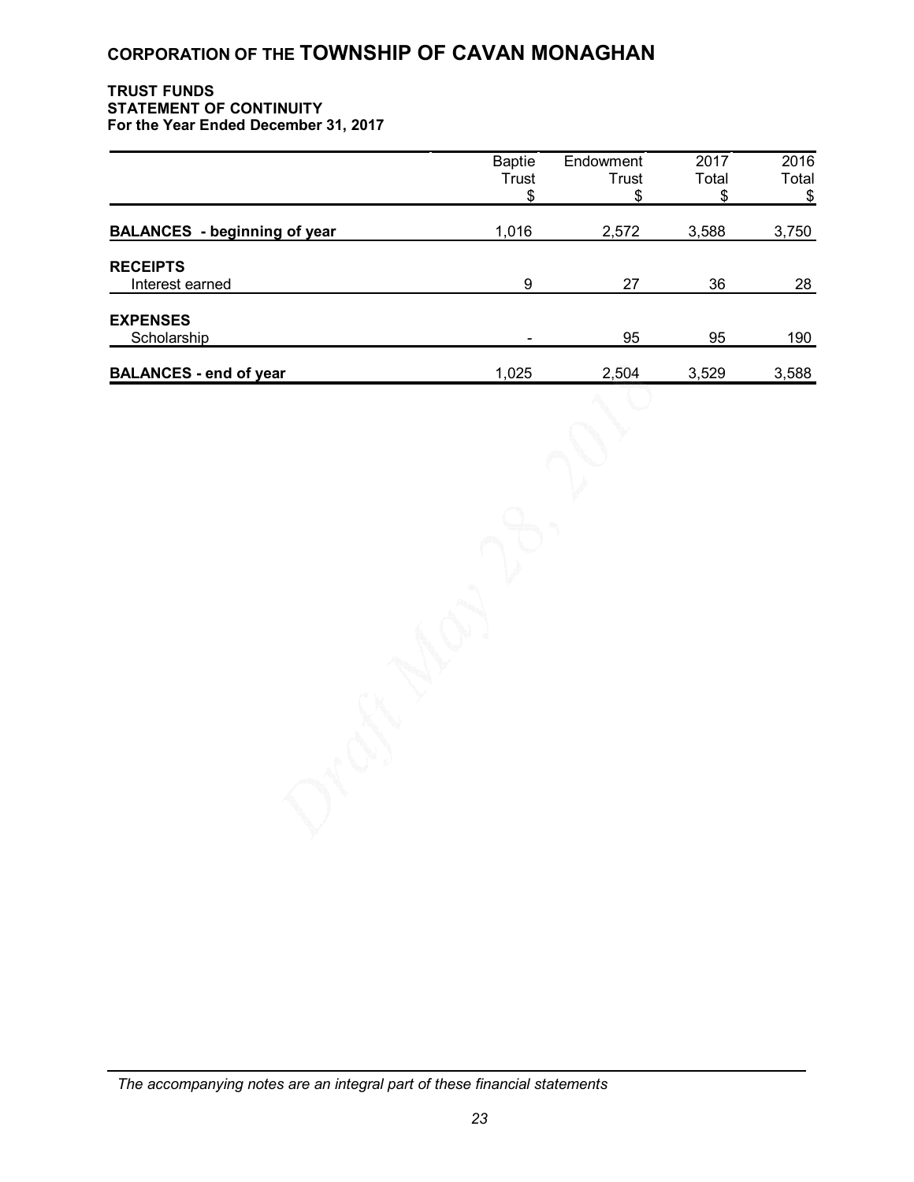# CORPORATION OF THE TOWNSHIP OF CAVAN MONAGHAN

**TRUST FUNDS**
**STATEMENT OF CONTINUITY**
**For the Year Ended December 31, 2017**

| | Baptie Trust $ | Endowment Trust $ | 2017 Total $ | 2016 Total $ |
|---|---|---|---|---|
| **BALANCES - beginning of year** | 1,016 | 2,572 | 3,588 | 3,750 |
| **RECEIPTS** | | | | |
| Interest earned | 9 | 27 | 36 | 28 |
| **EXPENSES** | | | | |
| Scholarship | - | 95 | 95 | 190 |
| **BALANCES - end of year** | 1,025 | 2,504 | 3,529 | 3,588 |

Draft May 28, 2018

*The accompanying notes are an integral part of these financial statements*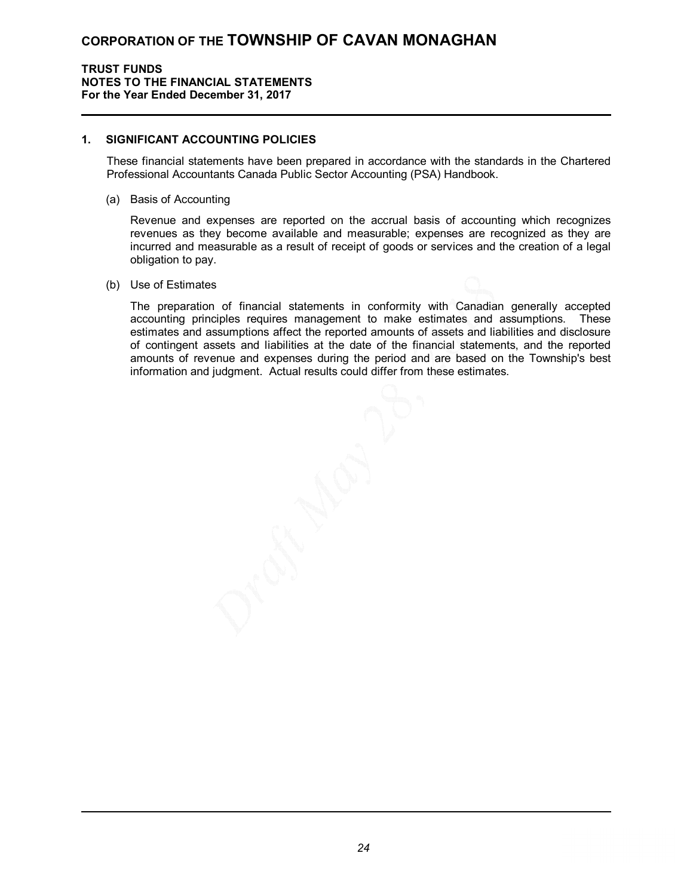# CORPORATION OF THE TOWNSHIP OF CAVAN MONAGHAN

**TRUST FUNDS**
**NOTES TO THE FINANCIAL STATEMENTS**
**For the Year Ended December 31, 2017**

## 1. SIGNIFICANT ACCOUNTING POLICIES

These financial statements have been prepared in accordance with the standards in the Chartered Professional Accountants Canada Public Sector Accounting (PSA) Handbook.

(a) Basis of Accounting

Revenue and expenses are reported on the accrual basis of accounting which recognizes revenues as they become available and measurable; expenses are recognized as they are incurred and measurable as a result of receipt of goods or services and the creation of a legal obligation to pay.

(b) Use of Estimates

The preparation of financial statements in conformity with Canadian generally accepted accounting principles requires management to make estimates and assumptions. These estimates and assumptions affect the reported amounts of assets and liabilities and disclosure of contingent assets and liabilities at the date of the financial statements, and the reported amounts of revenue and expenses during the period and are based on the Township's best information and judgment. Actual results could differ from these estimates.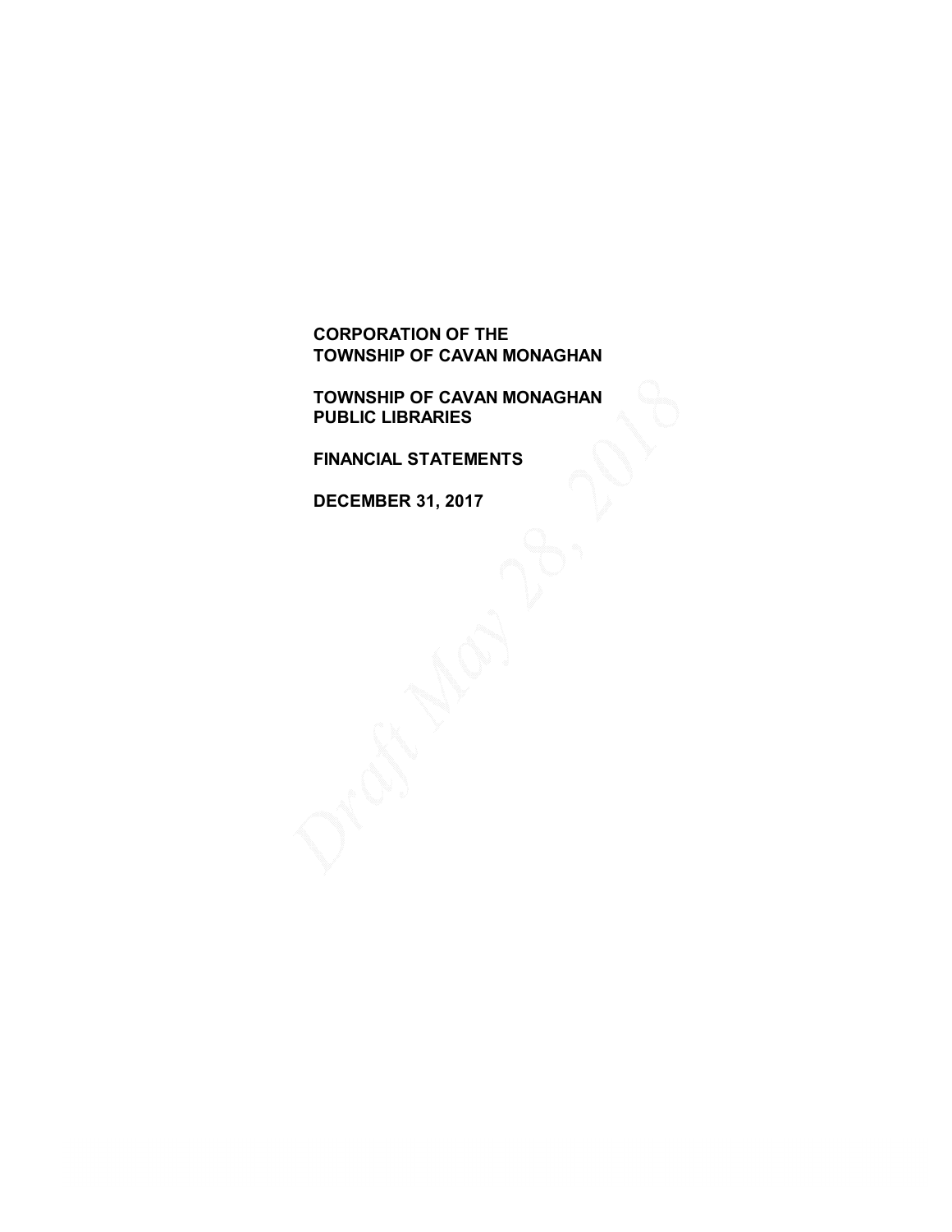**CORPORATION OF THE**
**TOWNSHIP OF CAVAN MONAGHAN**

**TOWNSHIP OF CAVAN MONAGHAN**
**PUBLIC LIBRARIES**

**FINANCIAL STATEMENTS**

**DECEMBER 31, 2017**

Draft May 28, 2018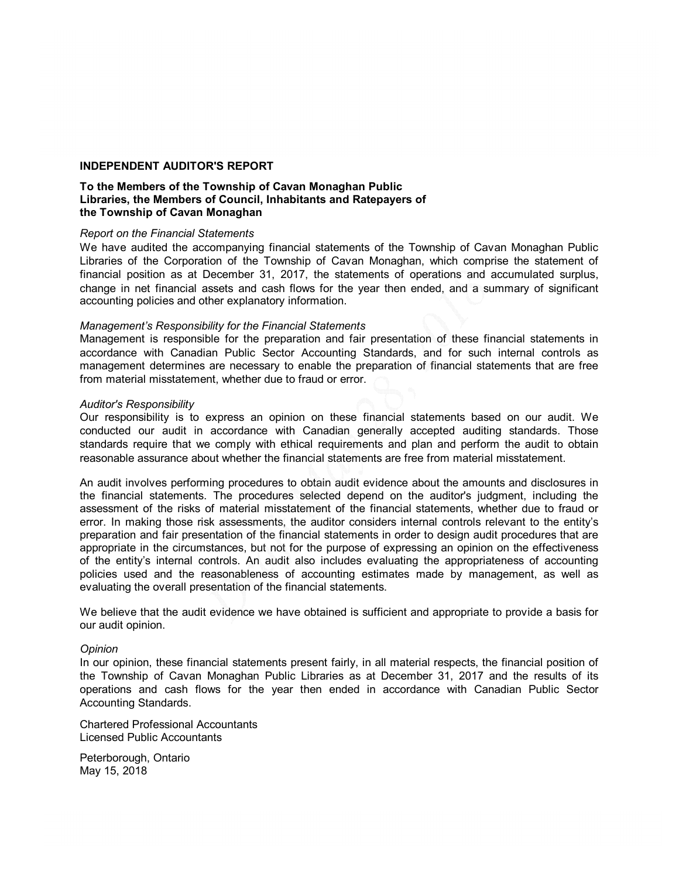**INDEPENDENT AUDITOR'S REPORT**

**To the Members of the Township of Cavan Monaghan Public Libraries, the Members of Council, Inhabitants and Ratepayers of the Township of Cavan Monaghan**

*Report on the Financial Statements*

We have audited the accompanying financial statements of the Township of Cavan Monaghan Public Libraries of the Corporation of the Township of Cavan Monaghan, which comprise the statement of financial position as at December 31, 2017, the statements of operations and accumulated surplus, change in net financial assets and cash flows for the year then ended, and a summary of significant accounting policies and other explanatory information.

*Management's Responsibility for the Financial Statements*

Management is responsible for the preparation and fair presentation of these financial statements in accordance with Canadian Public Sector Accounting Standards, and for such internal controls as management determines are necessary to enable the preparation of financial statements that are free from material misstatement, whether due to fraud or error.

*Auditor's Responsibility*

Our responsibility is to express an opinion on these financial statements based on our audit. We conducted our audit in accordance with Canadian generally accepted auditing standards. Those standards require that we comply with ethical requirements and plan and perform the audit to obtain reasonable assurance about whether the financial statements are free from material misstatement.

An audit involves performing procedures to obtain audit evidence about the amounts and disclosures in the financial statements. The procedures selected depend on the auditor's judgment, including the assessment of the risks of material misstatement of the financial statements, whether due to fraud or error. In making those risk assessments, the auditor considers internal controls relevant to the entity's preparation and fair presentation of the financial statements in order to design audit procedures that are appropriate in the circumstances, but not for the purpose of expressing an opinion on the effectiveness of the entity's internal controls. An audit also includes evaluating the appropriateness of accounting policies used and the reasonableness of accounting estimates made by management, as well as evaluating the overall presentation of the financial statements.

We believe that the audit evidence we have obtained is sufficient and appropriate to provide a basis for our audit opinion.

*Opinion*

In our opinion, these financial statements present fairly, in all material respects, the financial position of the Township of Cavan Monaghan Public Libraries as at December 31, 2017 and the results of its operations and cash flows for the year then ended in accordance with Canadian Public Sector Accounting Standards.

Chartered Professional Accountants
Licensed Public Accountants

Peterborough, Ontario
May 15, 2018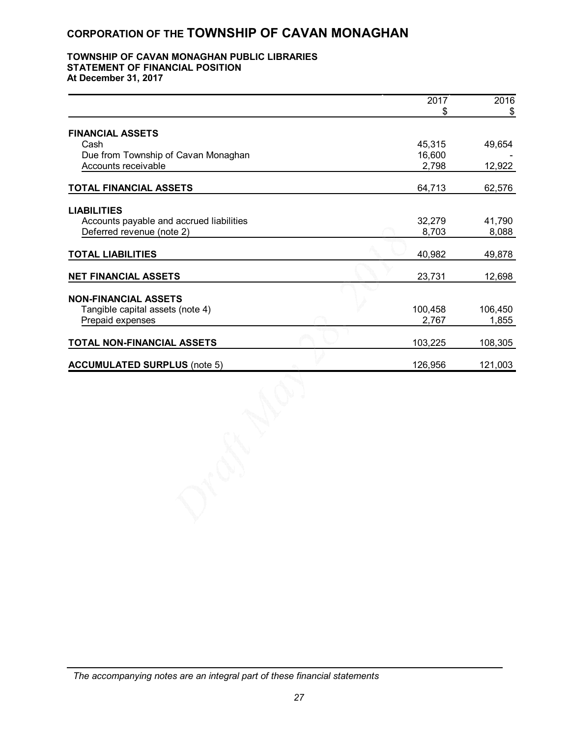# CORPORATION OF THE TOWNSHIP OF CAVAN MONAGHAN

## TOWNSHIP OF CAVAN MONAGHAN PUBLIC LIBRARIES
### STATEMENT OF FINANCIAL POSITION
### At December 31, 2017

| | 2017<br>$ | 2016<br>$ |
|---|---|---|
| **FINANCIAL ASSETS** | | |
| Cash | 45,315 | 49,654 |
| Due from Township of Cavan Monaghan | 16,600 | - |
| Accounts receivable | 2,798 | 12,922 |
| **TOTAL FINANCIAL ASSETS** | 64,713 | 62,576 |
| **LIABILITIES** | | |
| Accounts payable and accrued liabilities | 32,279 | 41,790 |
| Deferred revenue (note 2) | 8,703 | 8,088 |
| **TOTAL LIABILITIES** | 40,982 | 49,878 |
| **NET FINANCIAL ASSETS** | 23,731 | 12,698 |
| **NON-FINANCIAL ASSETS** | | |
| Tangible capital assets (note 4) | 100,458 | 106,450 |
| Prepaid expenses | 2,767 | 1,855 |
| **TOTAL NON-FINANCIAL ASSETS** | 103,225 | 108,305 |
| **ACCUMULATED SURPLUS** (note 5) | 126,956 | 121,003 |

*The accompanying notes are an integral part of these financial statements*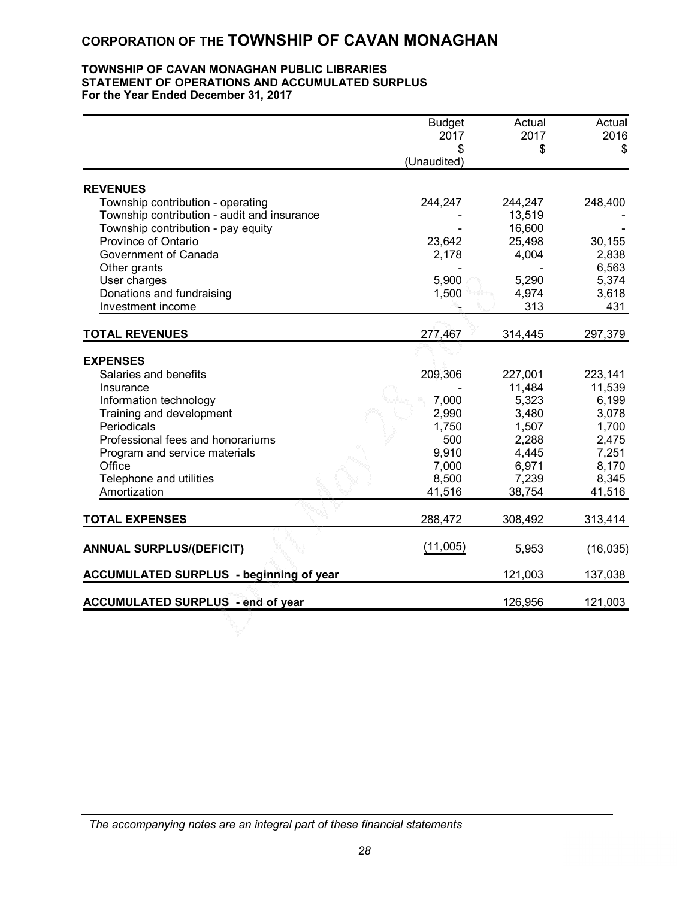# CORPORATION OF THE TOWNSHIP OF CAVAN MONAGHAN

**TOWNSHIP OF CAVAN MONAGHAN PUBLIC LIBRARIES**
**STATEMENT OF OPERATIONS AND ACCUMULATED SURPLUS**
**For the Year Ended December 31, 2017**

| | Budget 2017 $ (Unaudited) | Actual 2017 $ | Actual 2016 $ |
|---|---|---|---|
| **REVENUES** | | | |
| Township contribution - operating | 244,247 | 244,247 | 248,400 |
| Township contribution - audit and insurance | - | 13,519 | - |
| Township contribution - pay equity | - | 16,600 | - |
| Province of Ontario | 23,642 | 25,498 | 30,155 |
| Government of Canada | 2,178 | 4,004 | 2,838 |
| Other grants | - | - | 6,563 |
| User charges | 5,900 | 5,290 | 5,374 |
| Donations and fundraising | 1,500 | 4,974 | 3,618 |
| Investment income | - | 313 | 431 |
| **TOTAL REVENUES** | 277,467 | 314,445 | 297,379 |
| **EXPENSES** | | | |
| Salaries and benefits | 209,306 | 227,001 | 223,141 |
| Insurance | - | 11,484 | 11,539 |
| Information technology | 7,000 | 5,323 | 6,199 |
| Training and development | 2,990 | 3,480 | 3,078 |
| Periodicals | 1,750 | 1,507 | 1,700 |
| Professional fees and honorariums | 500 | 2,288 | 2,475 |
| Program and service materials | 9,910 | 4,445 | 7,251 |
| Office | 7,000 | 6,971 | 8,170 |
| Telephone and utilities | 8,500 | 7,239 | 8,345 |
| Amortization | 41,516 | 38,754 | 41,516 |
| **TOTAL EXPENSES** | 288,472 | 308,492 | 313,414 |
| **ANNUAL SURPLUS/(DEFICIT)** | (11,005) | 5,953 | (16,035) |
| **ACCUMULATED SURPLUS - beginning of year** | | 121,003 | 137,038 |
| **ACCUMULATED SURPLUS - end of year** | | 126,956 | 121,003 |

*The accompanying notes are an integral part of these financial statements*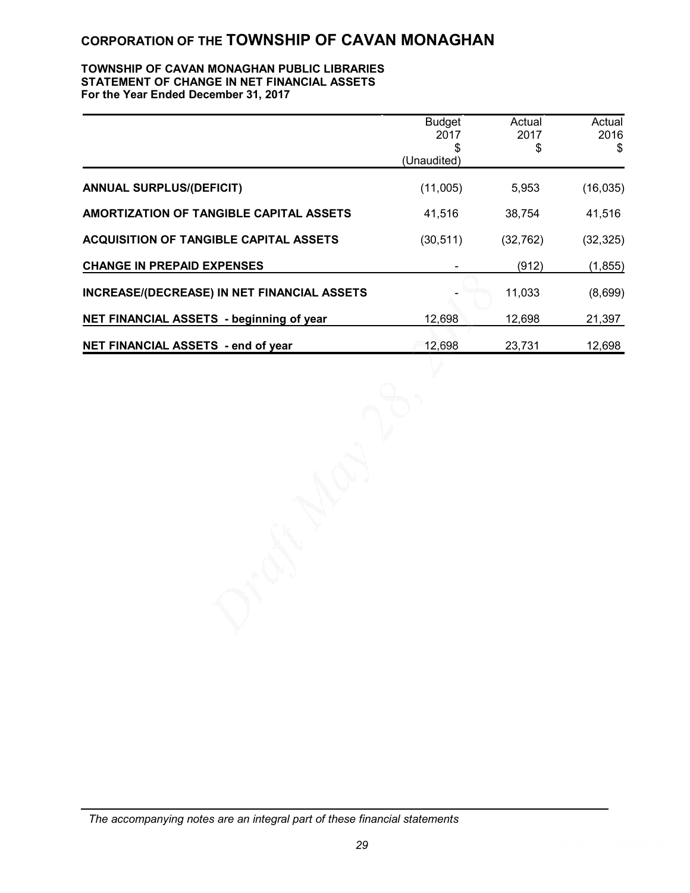# CORPORATION OF THE TOWNSHIP OF CAVAN MONAGHAN

**TOWNSHIP OF CAVAN MONAGHAN PUBLIC LIBRARIES**
**STATEMENT OF CHANGE IN NET FINANCIAL ASSETS**
**For the Year Ended December 31, 2017**

| | Budget 2017 $ (Unaudited) | Actual 2017 $ | Actual 2016 $ |
|---|---|---|---|
| **ANNUAL SURPLUS/(DEFICIT)** | (11,005) | 5,953 | (16,035) |
| **AMORTIZATION OF TANGIBLE CAPITAL ASSETS** | 41,516 | 38,754 | 41,516 |
| **ACQUISITION OF TANGIBLE CAPITAL ASSETS** | (30,511) | (32,762) | (32,325) |
| **CHANGE IN PREPAID EXPENSES** | - | (912) | (1,855) |
| **INCREASE/(DECREASE) IN NET FINANCIAL ASSETS** | - | 11,033 | (8,699) |
| **NET FINANCIAL ASSETS - beginning of year** | 12,698 | 12,698 | 21,397 |
| **NET FINANCIAL ASSETS - end of year** | 12,698 | 23,731 | 12,698 |

*The accompanying notes are an integral part of these financial statements*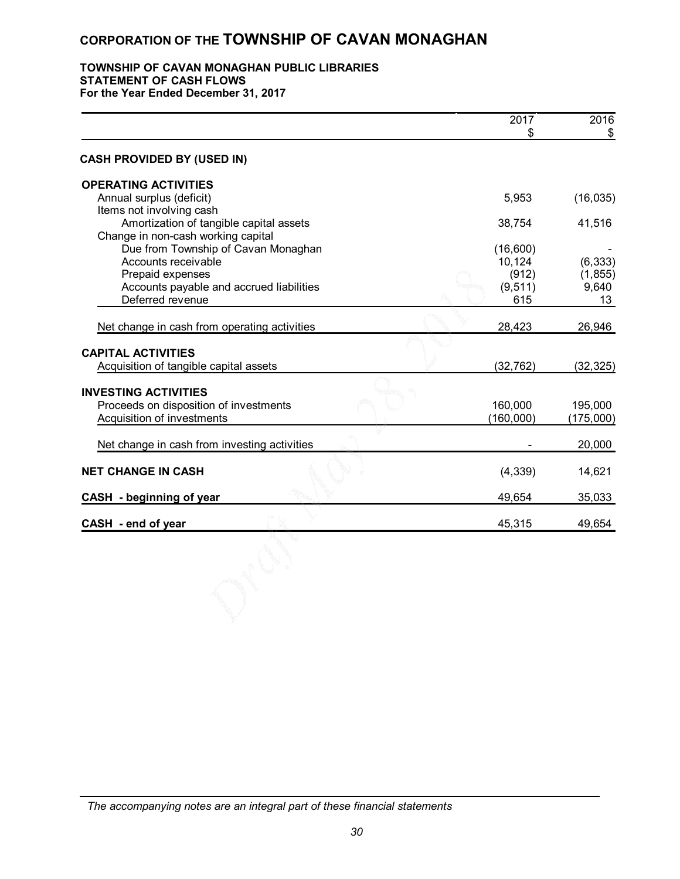# CORPORATION OF THE TOWNSHIP OF CAVAN MONAGHAN

## TOWNSHIP OF CAVAN MONAGHAN PUBLIC LIBRARIES
## STATEMENT OF CASH FLOWS
**For the Year Ended December 31, 2017**

| | 2017<br>$ | 2016<br>$ |
|---|---|---|
| **CASH PROVIDED BY (USED IN)** | | |
| **OPERATING ACTIVITIES** | | |
| Annual surplus (deficit) | 5,953 | (16,035) |
| Items not involving cash | | |
| Amortization of tangible capital assets | 38,754 | 41,516 |
| Change in non-cash working capital | | |
| Due from Township of Cavan Monaghan | (16,600) | - |
| Accounts receivable | 10,124 | (6,333) |
| Prepaid expenses | (912) | (1,855) |
| Accounts payable and accrued liabilities | (9,511) | 9,640 |
| Deferred revenue | 615 | 13 |
| Net change in cash from operating activities | 28,423 | 26,946 |
| **CAPITAL ACTIVITIES** | | |
| Acquisition of tangible capital assets | (32,762) | (32,325) |
| **INVESTING ACTIVITIES** | | |
| Proceeds on disposition of investments | 160,000 | 195,000 |
| Acquisition of investments | (160,000) | (175,000) |
| Net change in cash from investing activities | - | 20,000 |
| **NET CHANGE IN CASH** | (4,339) | 14,621 |
| **CASH - beginning of year** | 49,654 | 35,033 |
| **CASH - end of year** | 45,315 | 49,654 |

*The accompanying notes are an integral part of these financial statements*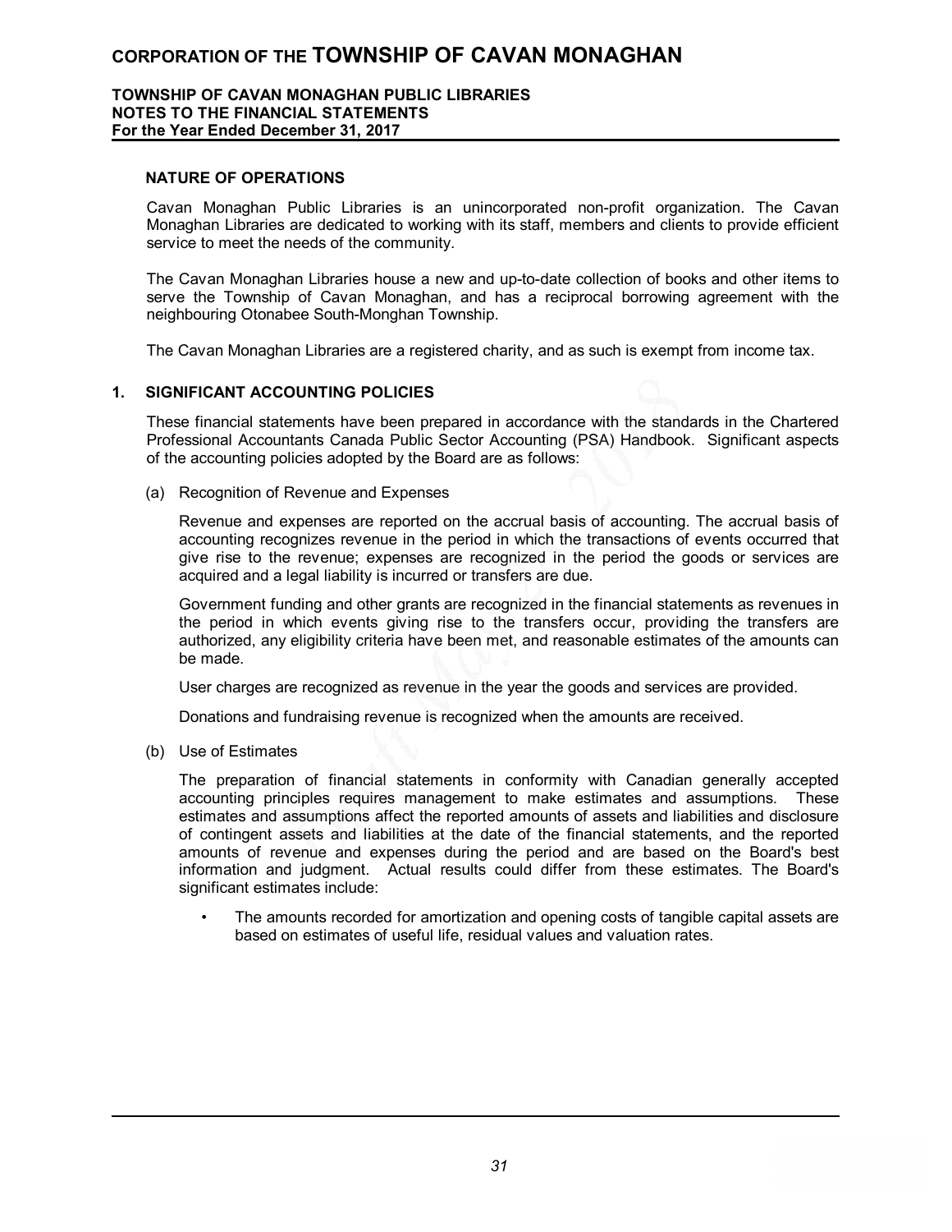# CORPORATION OF THE TOWNSHIP OF CAVAN MONAGHAN

**TOWNSHIP OF CAVAN MONAGHAN PUBLIC LIBRARIES**
**NOTES TO THE FINANCIAL STATEMENTS**
**For the Year Ended December 31, 2017**

### NATURE OF OPERATIONS

Cavan Monaghan Public Libraries is an unincorporated non-profit organization. The Cavan Monaghan Libraries are dedicated to working with its staff, members and clients to provide efficient service to meet the needs of the community.

The Cavan Monaghan Libraries house a new and up-to-date collection of books and other items to serve the Township of Cavan Monaghan, and has a reciprocal borrowing agreement with the neighbouring Otonabee South-Monghan Township.

The Cavan Monaghan Libraries are a registered charity, and as such is exempt from income tax.

### 1. SIGNIFICANT ACCOUNTING POLICIES

These financial statements have been prepared in accordance with the standards in the Chartered Professional Accountants Canada Public Sector Accounting (PSA) Handbook. Significant aspects of the accounting policies adopted by the Board are as follows:

(a) Recognition of Revenue and Expenses

Revenue and expenses are reported on the accrual basis of accounting. The accrual basis of accounting recognizes revenue in the period in which the transactions of events occurred that give rise to the revenue; expenses are recognized in the period the goods or services are acquired and a legal liability is incurred or transfers are due.

Government funding and other grants are recognized in the financial statements as revenues in the period in which events giving rise to the transfers occur, providing the transfers are authorized, any eligibility criteria have been met, and reasonable estimates of the amounts can be made.

User charges are recognized as revenue in the year the goods and services are provided.

Donations and fundraising revenue is recognized when the amounts are received.

(b) Use of Estimates

The preparation of financial statements in conformity with Canadian generally accepted accounting principles requires management to make estimates and assumptions. These estimates and assumptions affect the reported amounts of assets and liabilities and disclosure of contingent assets and liabilities at the date of the financial statements, and the reported amounts of revenue and expenses during the period and are based on the Board's best information and judgment. Actual results could differ from these estimates. The Board's significant estimates include:

- The amounts recorded for amortization and opening costs of tangible capital assets are based on estimates of useful life, residual values and valuation rates.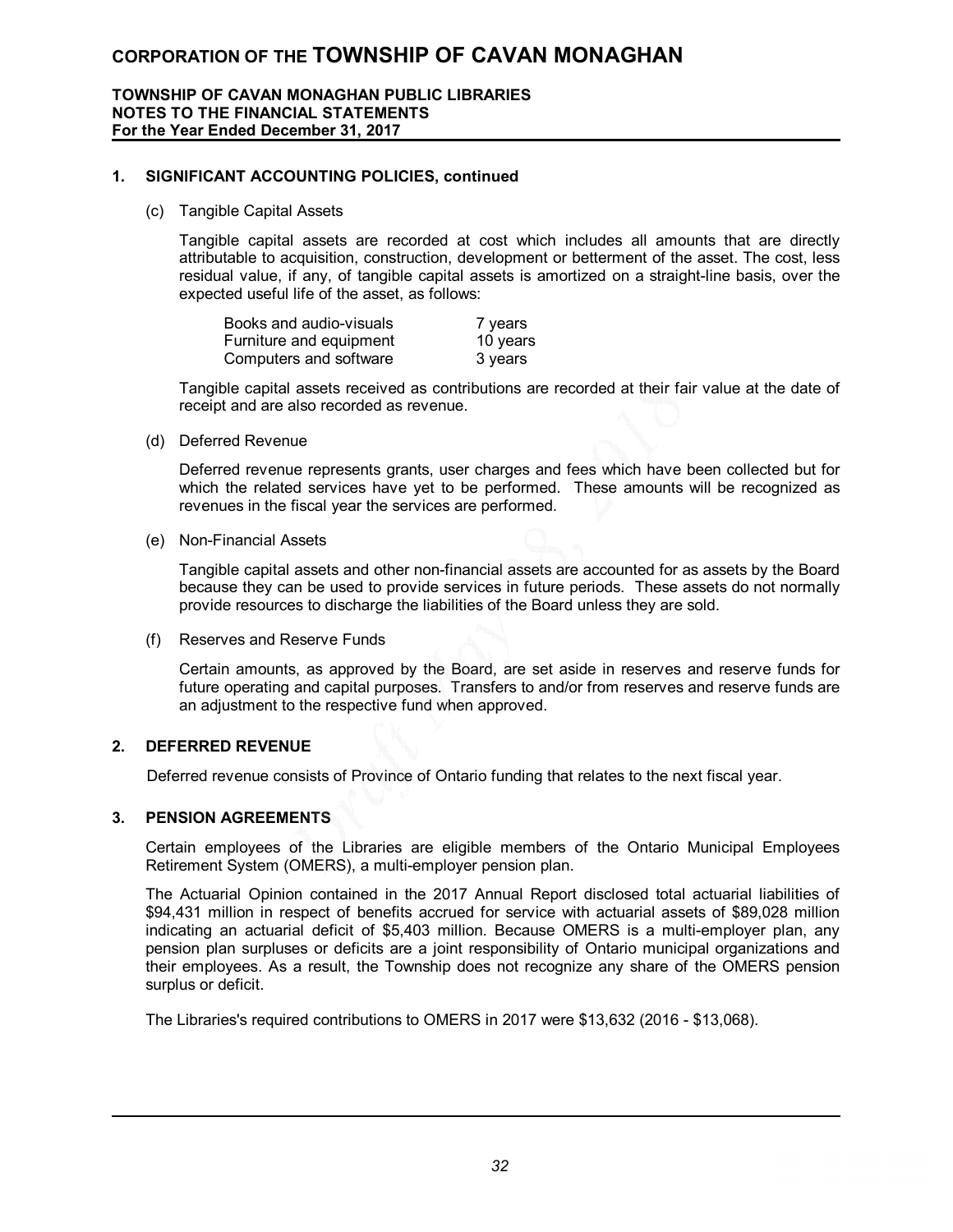# CORPORATION OF THE TOWNSHIP OF CAVAN MONAGHAN

**TOWNSHIP OF CAVAN MONAGHAN PUBLIC LIBRARIES**
**NOTES TO THE FINANCIAL STATEMENTS**
**For the Year Ended December 31, 2017**

## 1. SIGNIFICANT ACCOUNTING POLICIES, continued

(c) Tangible Capital Assets

Tangible capital assets are recorded at cost which includes all amounts that are directly attributable to acquisition, construction, development or betterment of the asset. The cost, less residual value, if any, of tangible capital assets is amortized on a straight-line basis, over the expected useful life of the asset, as follows:

| | |
|---|---|
| Books and audio-visuals | 7 years |
| Furniture and equipment | 10 years |
| Computers and software | 3 years |

Tangible capital assets received as contributions are recorded at their fair value at the date of receipt and are also recorded as revenue.

(d) Deferred Revenue

Deferred revenue represents grants, user charges and fees which have been collected but for which the related services have yet to be performed. These amounts will be recognized as revenues in the fiscal year the services are performed.

(e) Non-Financial Assets

Tangible capital assets and other non-financial assets are accounted for as assets by the Board because they can be used to provide services in future periods. These assets do not normally provide resources to discharge the liabilities of the Board unless they are sold.

(f) Reserves and Reserve Funds

Certain amounts, as approved by the Board, are set aside in reserves and reserve funds for future operating and capital purposes. Transfers to and/or from reserves and reserve funds are an adjustment to the respective fund when approved.

## 2. DEFERRED REVENUE

Deferred revenue consists of Province of Ontario funding that relates to the next fiscal year.

## 3. PENSION AGREEMENTS

Certain employees of the Libraries are eligible members of the Ontario Municipal Employees Retirement System (OMERS), a multi-employer pension plan.

The Actuarial Opinion contained in the 2017 Annual Report disclosed total actuarial liabilities of $94,431 million in respect of benefits accrued for service with actuarial assets of $89,028 million indicating an actuarial deficit of $5,403 million. Because OMERS is a multi-employer plan, any pension plan surpluses or deficits are a joint responsibility of Ontario municipal organizations and their employees. As a result, the Township does not recognize any share of the OMERS pension surplus or deficit.

The Libraries's required contributions to OMERS in 2017 were $13,632 (2016 - $13,068).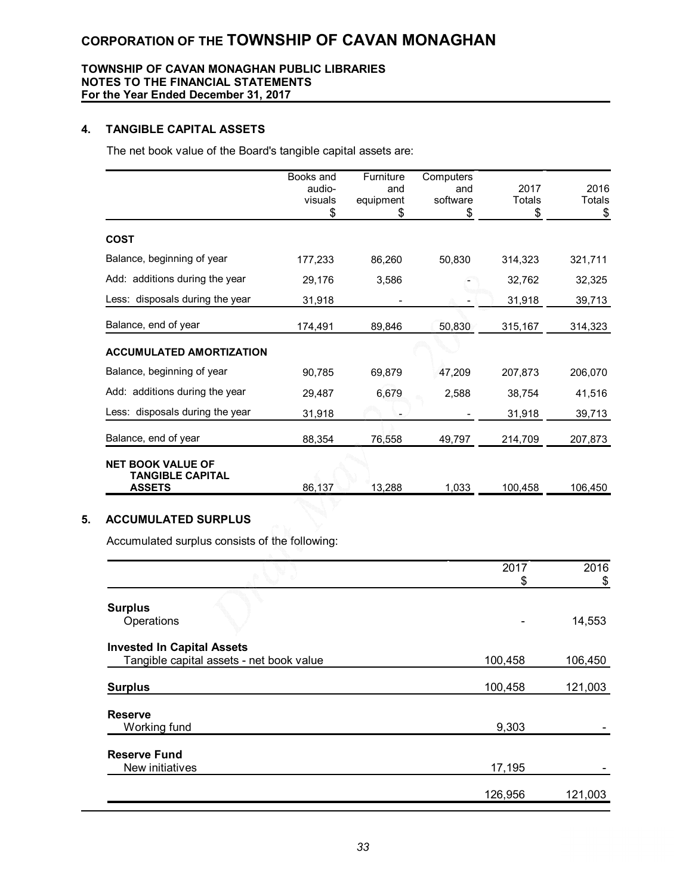# CORPORATION OF THE TOWNSHIP OF CAVAN MONAGHAN

**TOWNSHIP OF CAVAN MONAGHAN PUBLIC LIBRARIES**
**NOTES TO THE FINANCIAL STATEMENTS**
**For the Year Ended December 31, 2017**

## 4. TANGIBLE CAPITAL ASSETS

The net book value of the Board's tangible capital assets are:

| | Books and audio-visuals $ | Furniture and equipment $ | Computers and software $ | 2017 Totals $ | 2016 Totals $ |
|---|---|---|---|---|---|
| **COST** | | | | | |
| Balance, beginning of year | 177,233 | 86,260 | 50,830 | 314,323 | 321,711 |
| Add: additions during the year | 29,176 | 3,586 | - | 32,762 | 32,325 |
| Less: disposals during the year | 31,918 | - | - | 31,918 | 39,713 |
| Balance, end of year | 174,491 | 89,846 | 50,830 | 315,167 | 314,323 |
| **ACCUMULATED AMORTIZATION** | | | | | |
| Balance, beginning of year | 90,785 | 69,879 | 47,209 | 207,873 | 206,070 |
| Add: additions during the year | 29,487 | 6,679 | 2,588 | 38,754 | 41,516 |
| Less: disposals during the year | 31,918 | - | - | 31,918 | 39,713 |
| Balance, end of year | 88,354 | 76,558 | 49,797 | 214,709 | 207,873 |
| **NET BOOK VALUE OF TANGIBLE CAPITAL ASSETS** | 86,137 | 13,288 | 1,033 | 100,458 | 106,450 |

## 5. ACCUMULATED SURPLUS

Accumulated surplus consists of the following:

| | 2017 $ | 2016 $ |
|---|---|---|
| **Surplus** | | |
| Operations | - | 14,553 |
| **Invested In Capital Assets** | | |
| Tangible capital assets - net book value | 100,458 | 106,450 |
| **Surplus** | 100,458 | 121,003 |
| **Reserve** | | |
| Working fund | 9,303 | - |
| **Reserve Fund** | | |
| New initiatives | 17,195 | - |
| | 126,956 | 121,003 |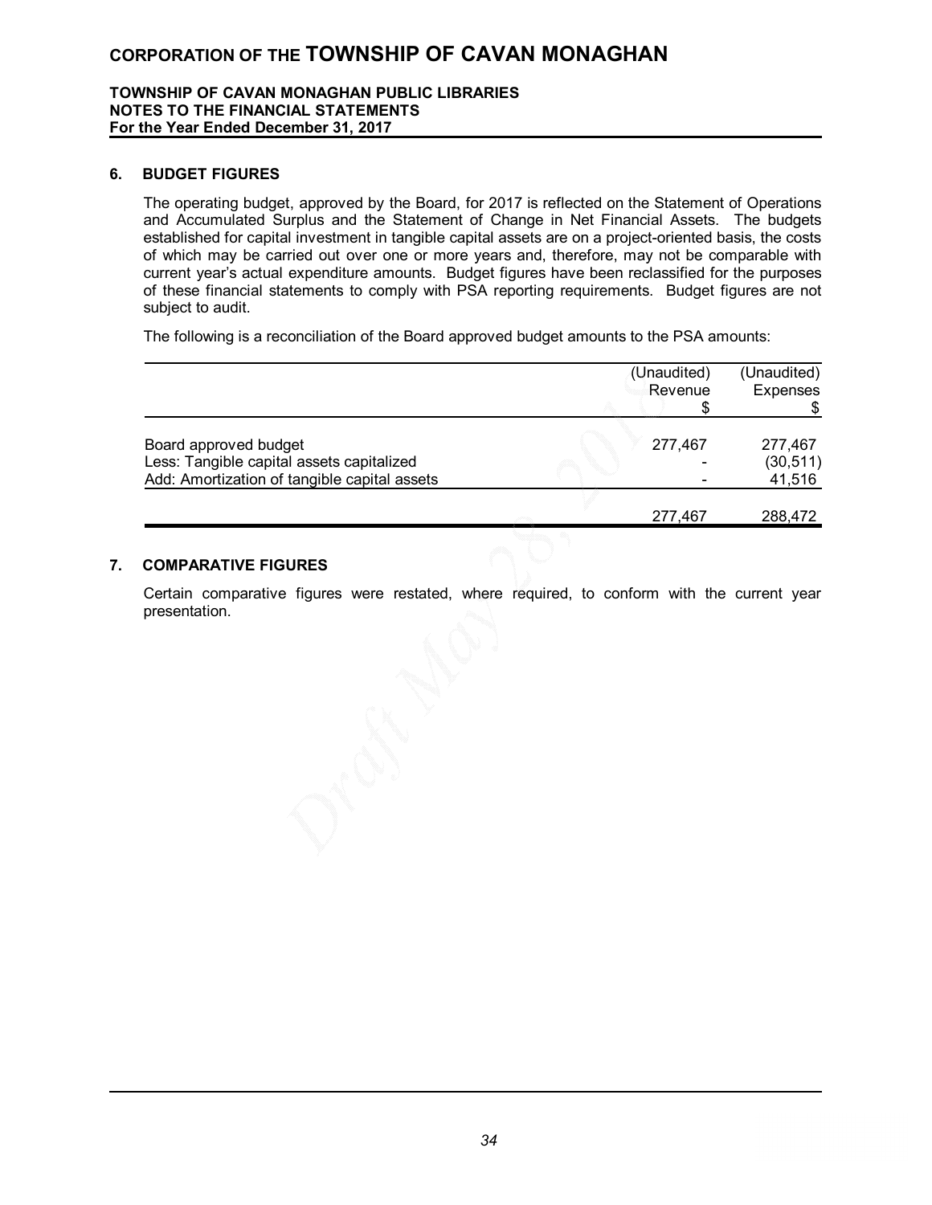# CORPORATION OF THE TOWNSHIP OF CAVAN MONAGHAN

**TOWNSHIP OF CAVAN MONAGHAN PUBLIC LIBRARIES**
**NOTES TO THE FINANCIAL STATEMENTS**
**For the Year Ended December 31, 2017**

## 6. BUDGET FIGURES

The operating budget, approved by the Board, for 2017 is reflected on the Statement of Operations and Accumulated Surplus and the Statement of Change in Net Financial Assets. The budgets established for capital investment in tangible capital assets are on a project-oriented basis, the costs of which may be carried out over one or more years and, therefore, may not be comparable with current year's actual expenditure amounts. Budget figures have been reclassified for the purposes of these financial statements to comply with PSA reporting requirements. Budget figures are not subject to audit.

The following is a reconciliation of the Board approved budget amounts to the PSA amounts:

| | (Unaudited) Revenue $ | (Unaudited) Expenses $ |
|---|---|---|
| Board approved budget | 277,467 | 277,467 |
| Less: Tangible capital assets capitalized | - | (30,511) |
| Add: Amortization of tangible capital assets | - | 41,516 |
| | 277,467 | 288,472 |

## 7. COMPARATIVE FIGURES

Certain comparative figures were restated, where required, to conform with the current year presentation.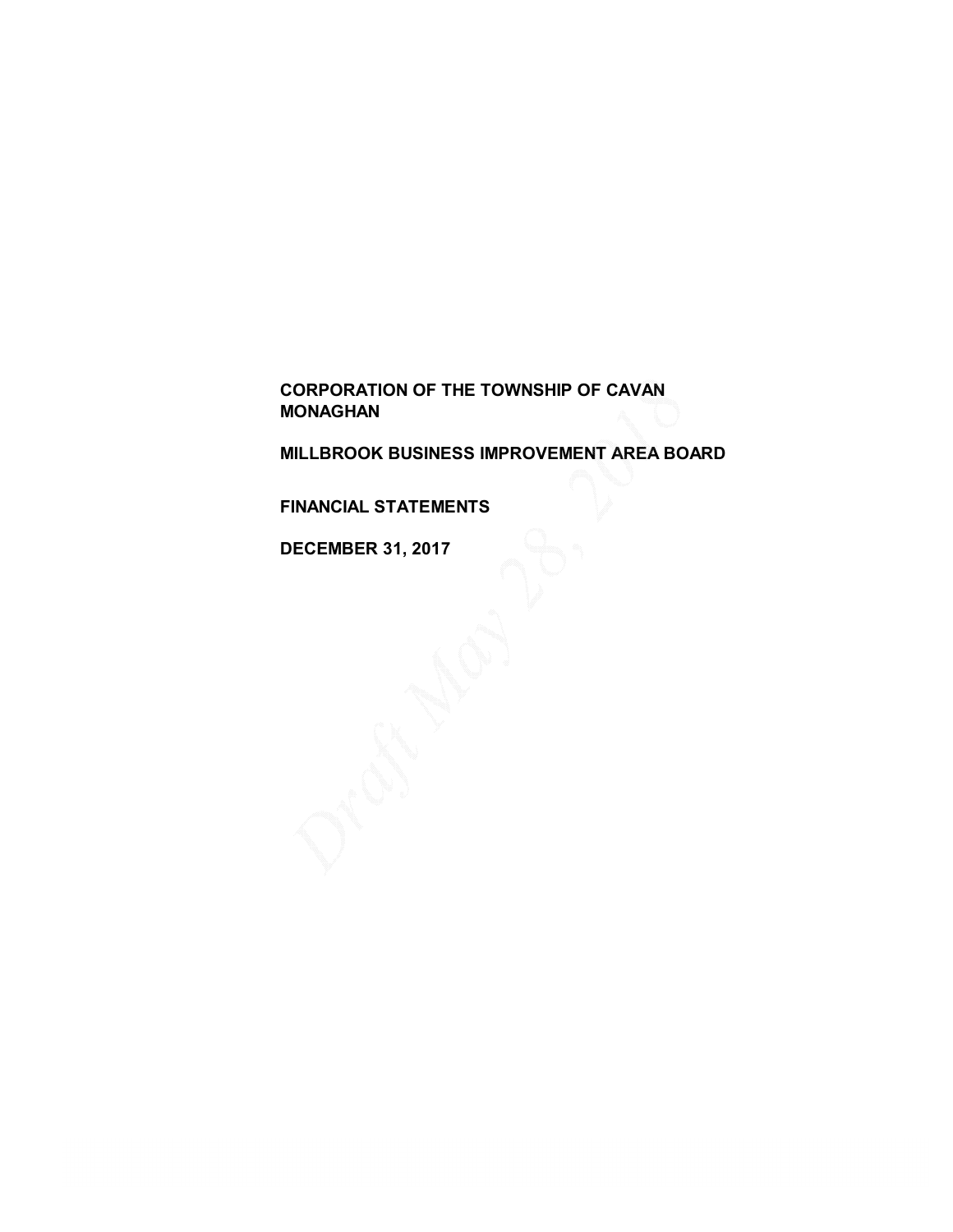**CORPORATION OF THE TOWNSHIP OF CAVAN MONAGHAN**

**MILLBROOK BUSINESS IMPROVEMENT AREA BOARD**

**FINANCIAL STATEMENTS**

**DECEMBER 31, 2017**

Draft May 28, 2018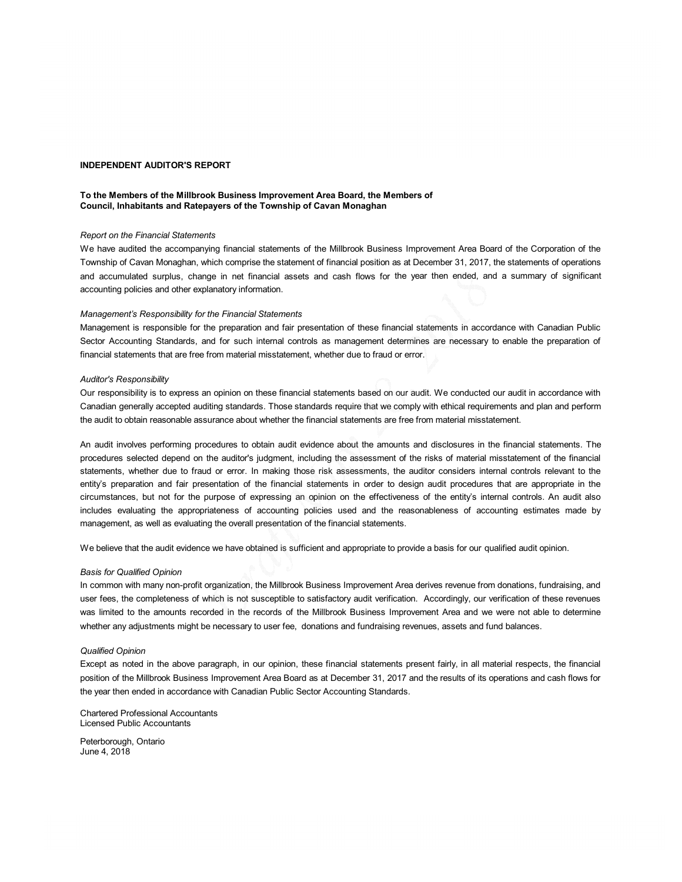**INDEPENDENT AUDITOR'S REPORT**

**To the Members of the Millbrook Business Improvement Area Board, the Members of Council, Inhabitants and Ratepayers of the Township of Cavan Monaghan**

*Report on the Financial Statements*

We have audited the accompanying financial statements of the Millbrook Business Improvement Area Board of the Corporation of the Township of Cavan Monaghan, which comprise the statement of financial position as at December 31, 2017, the statements of operations and accumulated surplus, change in net financial assets and cash flows for the year then ended, and a summary of significant accounting policies and other explanatory information.

*Management's Responsibility for the Financial Statements*

Management is responsible for the preparation and fair presentation of these financial statements in accordance with Canadian Public Sector Accounting Standards, and for such internal controls as management determines are necessary to enable the preparation of financial statements that are free from material misstatement, whether due to fraud or error.

*Auditor's Responsibility*

Our responsibility is to express an opinion on these financial statements based on our audit. We conducted our audit in accordance with Canadian generally accepted auditing standards. Those standards require that we comply with ethical requirements and plan and perform the audit to obtain reasonable assurance about whether the financial statements are free from material misstatement.

An audit involves performing procedures to obtain audit evidence about the amounts and disclosures in the financial statements. The procedures selected depend on the auditor's judgment, including the assessment of the risks of material misstatement of the financial statements, whether due to fraud or error. In making those risk assessments, the auditor considers internal controls relevant to the entity's preparation and fair presentation of the financial statements in order to design audit procedures that are appropriate in the circumstances, but not for the purpose of expressing an opinion on the effectiveness of the entity's internal controls. An audit also includes evaluating the appropriateness of accounting policies used and the reasonableness of accounting estimates made by management, as well as evaluating the overall presentation of the financial statements.

We believe that the audit evidence we have obtained is sufficient and appropriate to provide a basis for our qualified audit opinion.

*Basis for Qualified Opinion*

In common with many non-profit organization, the Millbrook Business Improvement Area derives revenue from donations, fundraising, and user fees, the completeness of which is not susceptible to satisfactory audit verification. Accordingly, our verification of these revenues was limited to the amounts recorded in the records of the Millbrook Business Improvement Area and we were not able to determine whether any adjustments might be necessary to user fee, donations and fundraising revenues, assets and fund balances.

*Qualified Opinion*

Except as noted in the above paragraph, in our opinion, these financial statements present fairly, in all material respects, the financial position of the Millbrook Business Improvement Area Board as at December 31, 2017 and the results of its operations and cash flows for the year then ended in accordance with Canadian Public Sector Accounting Standards.

Chartered Professional Accountants
Licensed Public Accountants

Peterborough, Ontario
June 4, 2018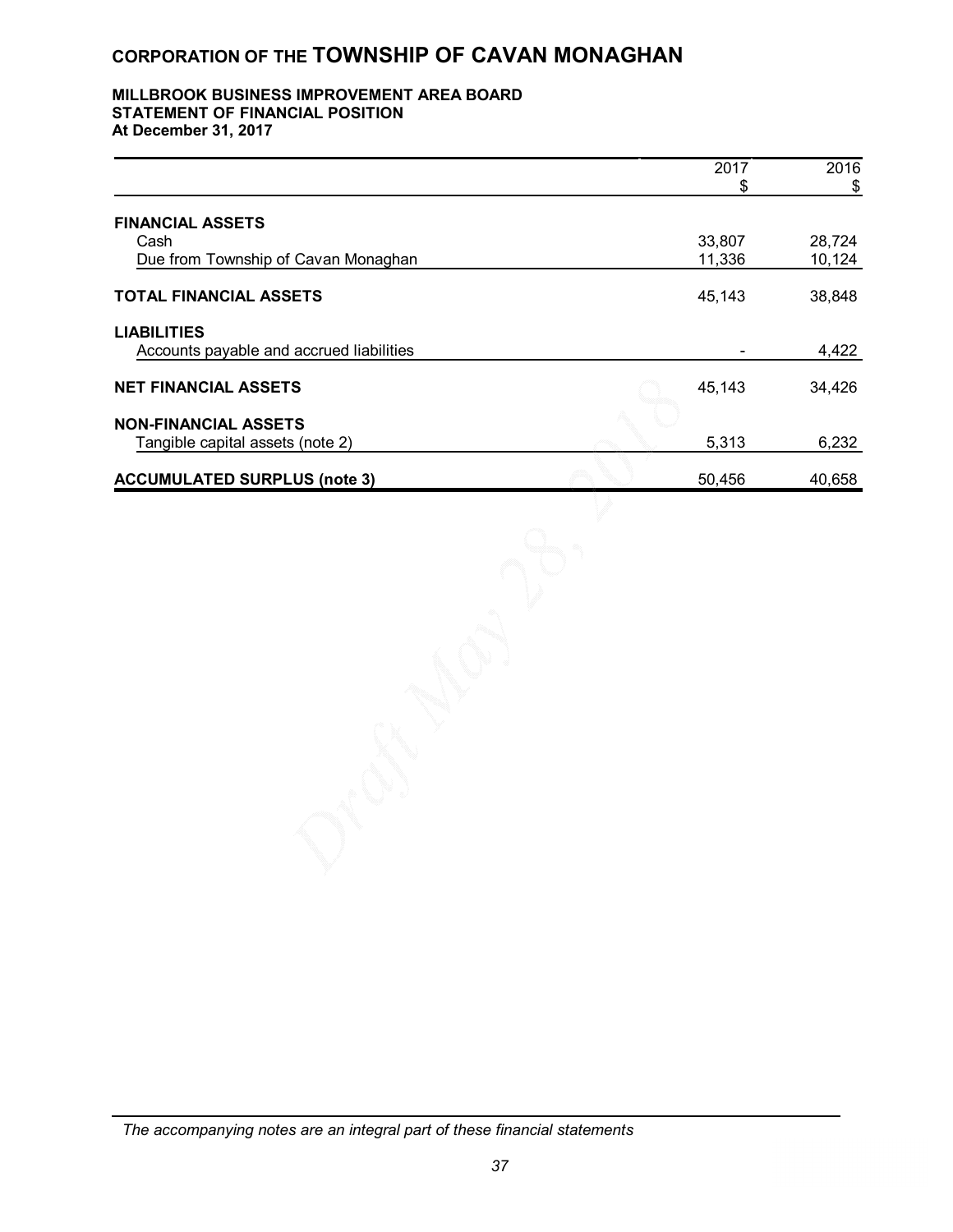# CORPORATION OF THE TOWNSHIP OF CAVAN MONAGHAN

**MILLBROOK BUSINESS IMPROVEMENT AREA BOARD**
**STATEMENT OF FINANCIAL POSITION**
**At December 31, 2017**

| | 2017<br>$ | 2016<br>$ |
|---|---|---|
| **FINANCIAL ASSETS** | | |
| Cash | 33,807 | 28,724 |
| Due from Township of Cavan Monaghan | 11,336 | 10,124 |
| **TOTAL FINANCIAL ASSETS** | 45,143 | 38,848 |
| **LIABILITIES** | | |
| Accounts payable and accrued liabilities | - | 4,422 |
| **NET FINANCIAL ASSETS** | 45,143 | 34,426 |
| **NON-FINANCIAL ASSETS** | | |
| Tangible capital assets (note 2) | 5,313 | 6,232 |
| **ACCUMULATED SURPLUS (note 3)** | 50,456 | 40,658 |

*The accompanying notes are an integral part of these financial statements*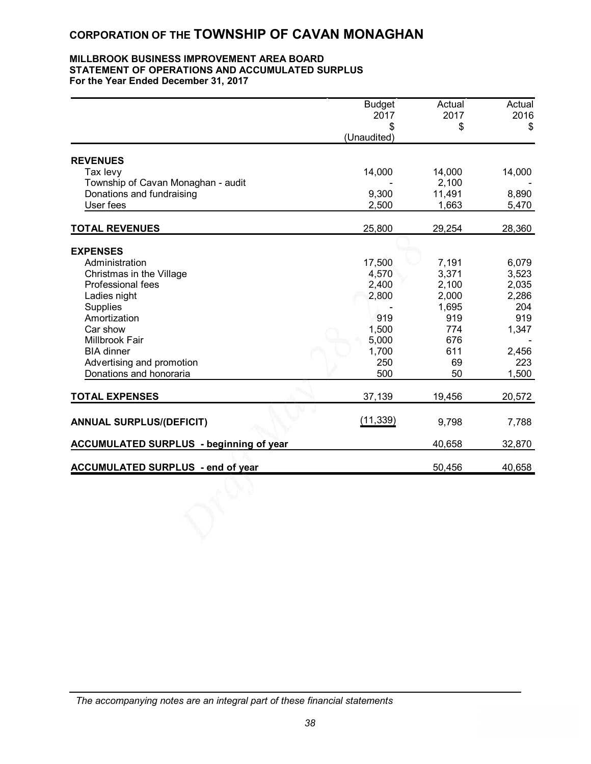# CORPORATION OF THE TOWNSHIP OF CAVAN MONAGHAN

**MILLBROOK BUSINESS IMPROVEMENT AREA BOARD**
**STATEMENT OF OPERATIONS AND ACCUMULATED SURPLUS**
**For the Year Ended December 31, 2017**

| | Budget 2017 $ (Unaudited) | Actual 2017 $ | Actual 2016 $ |
|---|---|---|---|
| **REVENUES** | | | |
| Tax levy | 14,000 | 14,000 | 14,000 |
| Township of Cavan Monaghan - audit | - | 2,100 | - |
| Donations and fundraising | 9,300 | 11,491 | 8,890 |
| User fees | 2,500 | 1,663 | 5,470 |
| **TOTAL REVENUES** | 25,800 | 29,254 | 28,360 |
| **EXPENSES** | | | |
| Administration | 17,500 | 7,191 | 6,079 |
| Christmas in the Village | 4,570 | 3,371 | 3,523 |
| Professional fees | 2,400 | 2,100 | 2,035 |
| Ladies night | 2,800 | 2,000 | 2,286 |
| Supplies | - | 1,695 | 204 |
| Amortization | 919 | 919 | 919 |
| Car show | 1,500 | 774 | 1,347 |
| Millbrook Fair | 5,000 | 676 | - |
| BIA dinner | 1,700 | 611 | 2,456 |
| Advertising and promotion | 250 | 69 | 223 |
| Donations and honoraria | 500 | 50 | 1,500 |
| **TOTAL EXPENSES** | 37,139 | 19,456 | 20,572 |
| **ANNUAL SURPLUS/(DEFICIT)** | (11,339) | 9,798 | 7,788 |
| **ACCUMULATED SURPLUS - beginning of year** | | 40,658 | 32,870 |
| **ACCUMULATED SURPLUS - end of year** | | 50,456 | 40,658 |

*The accompanying notes are an integral part of these financial statements*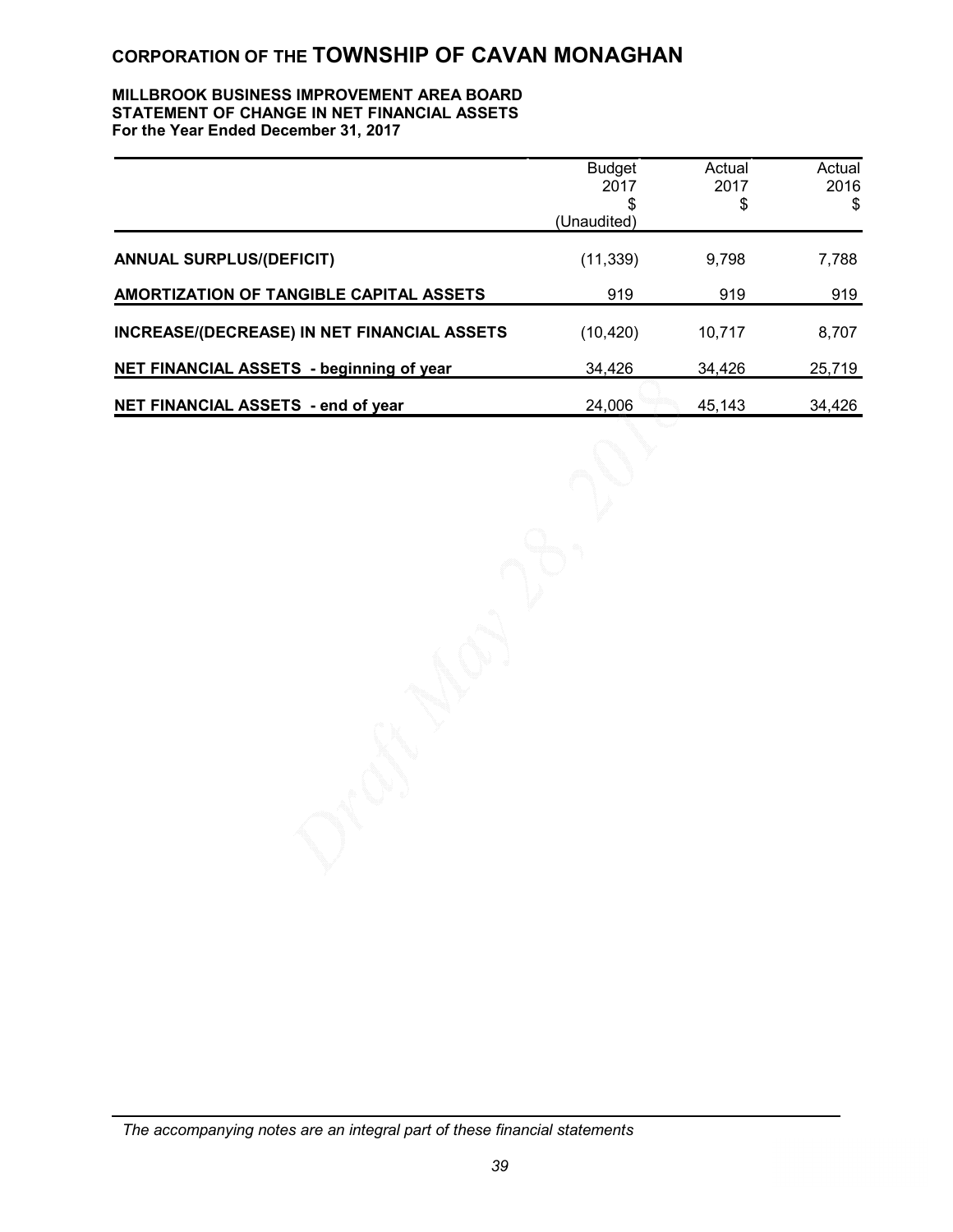# CORPORATION OF THE TOWNSHIP OF CAVAN MONAGHAN

**MILLBROOK BUSINESS IMPROVEMENT AREA BOARD**
**STATEMENT OF CHANGE IN NET FINANCIAL ASSETS**
**For the Year Ended December 31, 2017**

| | Budget 2017 $ (Unaudited) | Actual 2017 $ | Actual 2016 $ |
|---|---|---|---|
| **ANNUAL SURPLUS/(DEFICIT)** | (11,339) | 9,798 | 7,788 |
| **AMORTIZATION OF TANGIBLE CAPITAL ASSETS** | 919 | 919 | 919 |
| **INCREASE/(DECREASE) IN NET FINANCIAL ASSETS** | (10,420) | 10,717 | 8,707 |
| **NET FINANCIAL ASSETS - beginning of year** | 34,426 | 34,426 | 25,719 |
| **NET FINANCIAL ASSETS - end of year** | 24,006 | 45,143 | 34,426 |

*The accompanying notes are an integral part of these financial statements*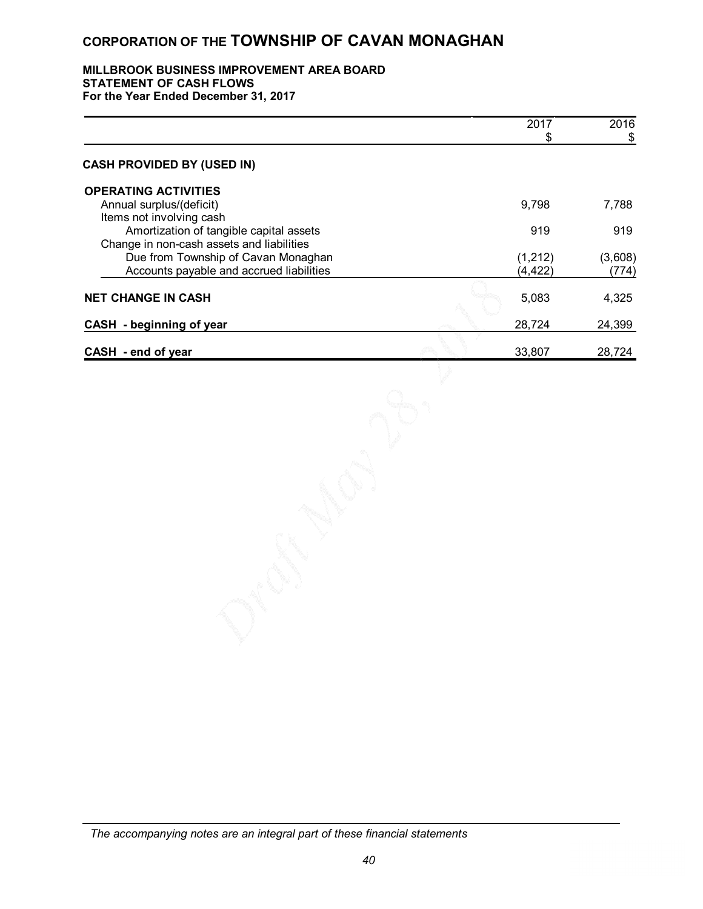# CORPORATION OF THE TOWNSHIP OF CAVAN MONAGHAN

**MILLBROOK BUSINESS IMPROVEMENT AREA BOARD**
**STATEMENT OF CASH FLOWS**
**For the Year Ended December 31, 2017**

| | 2017 $ | 2016 $ |
|---|---|---|
| **CASH PROVIDED BY (USED IN)** | | |
| **OPERATING ACTIVITIES** | | |
| Annual surplus/(deficit) | 9,798 | 7,788 |
| Items not involving cash | | |
| Amortization of tangible capital assets | 919 | 919 |
| Change in non-cash assets and liabilities | | |
| Due from Township of Cavan Monaghan | (1,212) | (3,608) |
| Accounts payable and accrued liabilities | (4,422) | (774) |
| **NET CHANGE IN CASH** | 5,083 | 4,325 |
| **CASH - beginning of year** | 28,724 | 24,399 |
| **CASH - end of year** | 33,807 | 28,724 |

*The accompanying notes are an integral part of these financial statements*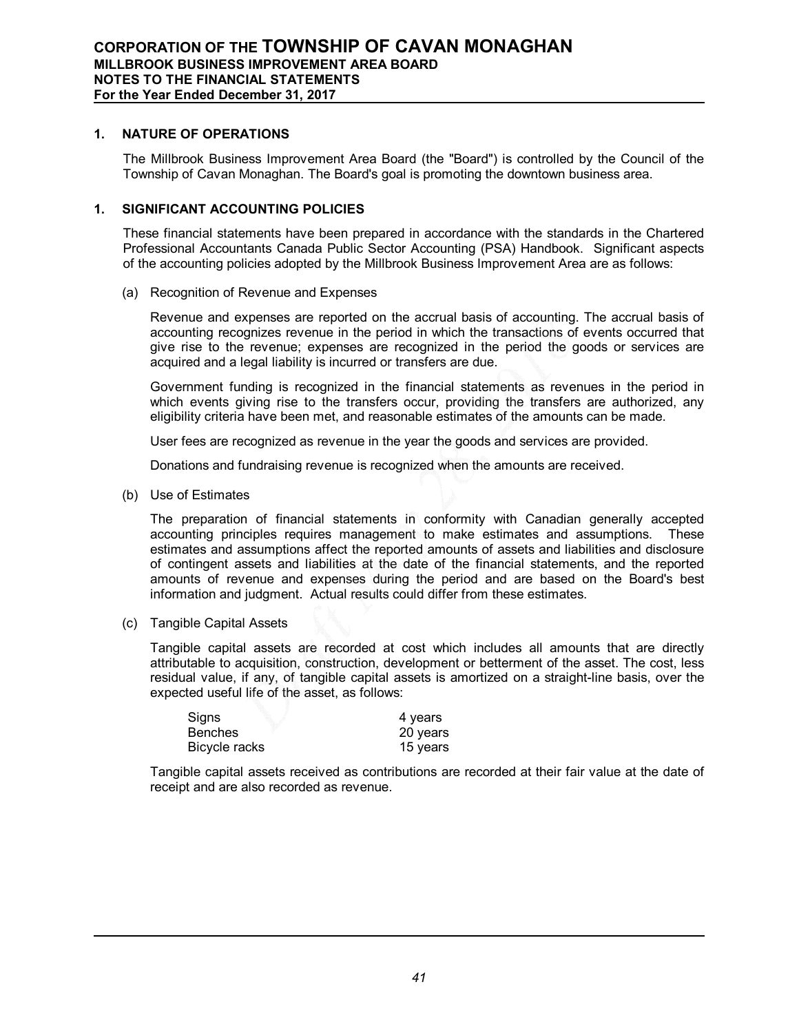# CORPORATION OF THE TOWNSHIP OF CAVAN MONAGHAN
## MILLBROOK BUSINESS IMPROVEMENT AREA BOARD
## NOTES TO THE FINANCIAL STATEMENTS
## For the Year Ended December 31, 2017

### 1. NATURE OF OPERATIONS

The Millbrook Business Improvement Area Board (the "Board") is controlled by the Council of the Township of Cavan Monaghan. The Board's goal is promoting the downtown business area.

### 1. SIGNIFICANT ACCOUNTING POLICIES

These financial statements have been prepared in accordance with the standards in the Chartered Professional Accountants Canada Public Sector Accounting (PSA) Handbook. Significant aspects of the accounting policies adopted by the Millbrook Business Improvement Area are as follows:

(a) Recognition of Revenue and Expenses

Revenue and expenses are reported on the accrual basis of accounting. The accrual basis of accounting recognizes revenue in the period in which the transactions of events occurred that give rise to the revenue; expenses are recognized in the period the goods or services are acquired and a legal liability is incurred or transfers are due.

Government funding is recognized in the financial statements as revenues in the period in which events giving rise to the transfers occur, providing the transfers are authorized, any eligibility criteria have been met, and reasonable estimates of the amounts can be made.

User fees are recognized as revenue in the year the goods and services are provided.

Donations and fundraising revenue is recognized when the amounts are received.

(b) Use of Estimates

The preparation of financial statements in conformity with Canadian generally accepted accounting principles requires management to make estimates and assumptions. These estimates and assumptions affect the reported amounts of assets and liabilities and disclosure of contingent assets and liabilities at the date of the financial statements, and the reported amounts of revenue and expenses during the period and are based on the Board's best information and judgment. Actual results could differ from these estimates.

(c) Tangible Capital Assets

Tangible capital assets are recorded at cost which includes all amounts that are directly attributable to acquisition, construction, development or betterment of the asset. The cost, less residual value, if any, of tangible capital assets is amortized on a straight-line basis, over the expected useful life of the asset, as follows:

| | |
|---|---|
| Signs | 4 years |
| Benches | 20 years |
| Bicycle racks | 15 years |

Tangible capital assets received as contributions are recorded at their fair value at the date of receipt and are also recorded as revenue.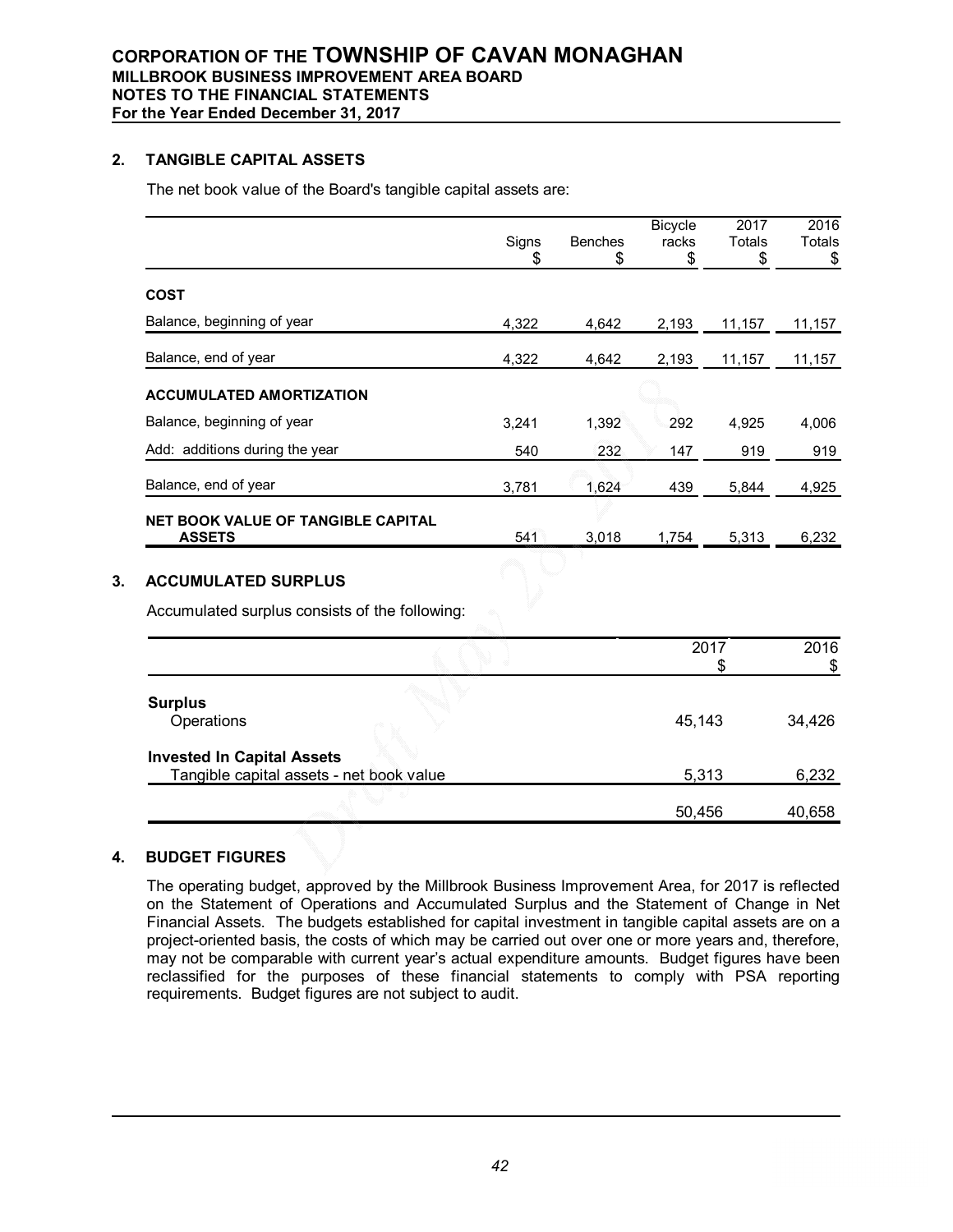**CORPORATION OF THE TOWNSHIP OF CAVAN MONAGHAN**
**MILLBROOK BUSINESS IMPROVEMENT AREA BOARD**
**NOTES TO THE FINANCIAL STATEMENTS**
**For the Year Ended December 31, 2017**

## 2. TANGIBLE CAPITAL ASSETS

The net book value of the Board's tangible capital assets are:

| | Signs $ | Benches $ | Bicycle racks $ | 2017 Totals $ | 2016 Totals $ |
|---|---|---|---|---|---|
| **COST** | | | | | |
| Balance, beginning of year | 4,322 | 4,642 | 2,193 | 11,157 | 11,157 |
| Balance, end of year | 4,322 | 4,642 | 2,193 | 11,157 | 11,157 |
| **ACCUMULATED AMORTIZATION** | | | | | |
| Balance, beginning of year | 3,241 | 1,392 | 292 | 4,925 | 4,006 |
| Add: additions during the year | 540 | 232 | 147 | 919 | 919 |
| Balance, end of year | 3,781 | 1,624 | 439 | 5,844 | 4,925 |
| **NET BOOK VALUE OF TANGIBLE CAPITAL ASSETS** | 541 | 3,018 | 1,754 | 5,313 | 6,232 |

## 3. ACCUMULATED SURPLUS

Accumulated surplus consists of the following:

| | 2017 $ | 2016 $ |
|---|---|---|
| **Surplus** | | |
| Operations | 45,143 | 34,426 |
| **Invested In Capital Assets** | | |
| Tangible capital assets - net book value | 5,313 | 6,232 |
| | 50,456 | 40,658 |

## 4. BUDGET FIGURES

The operating budget, approved by the Millbrook Business Improvement Area, for 2017 is reflected on the Statement of Operations and Accumulated Surplus and the Statement of Change in Net Financial Assets. The budgets established for capital investment in tangible capital assets are on a project-oriented basis, the costs of which may be carried out over one or more years and, therefore, may not be comparable with current year's actual expenditure amounts. Budget figures have been reclassified for the purposes of these financial statements to comply with PSA reporting requirements. Budget figures are not subject to audit.